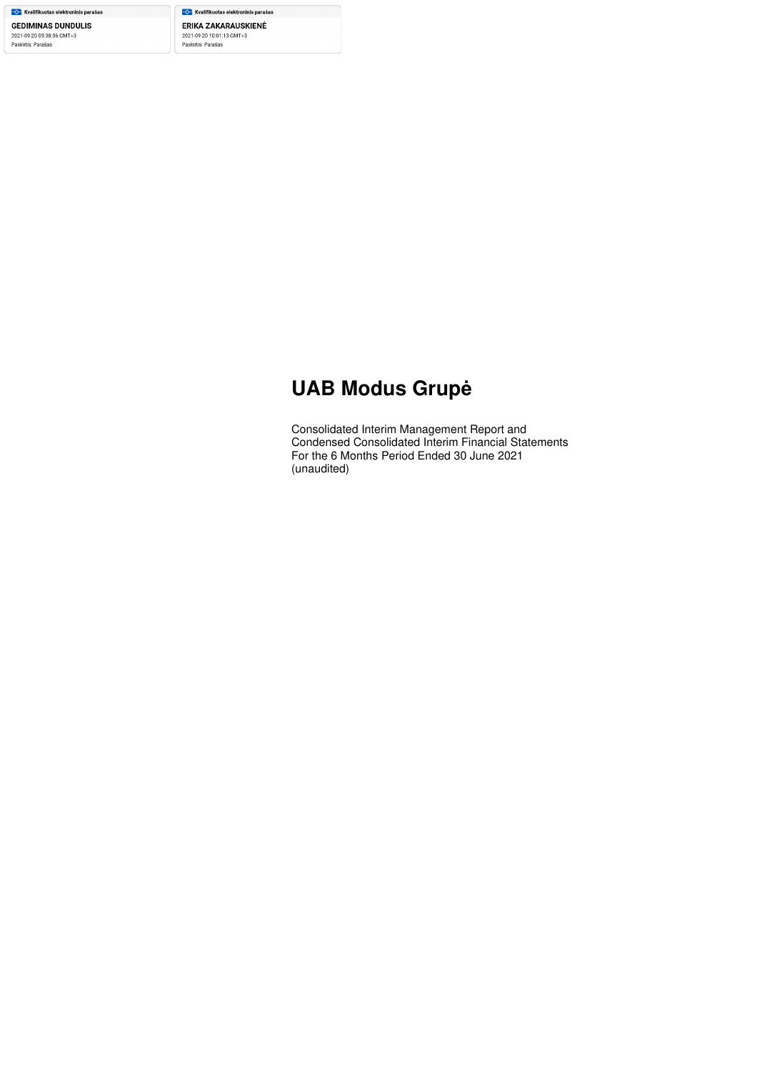Kvalifikuotas elektroninis parašas

GEDIMINAS DUNDULIS

2021-09-20 09:38:06 GMT+3

Paskirtis: Parašas

Kvalifikuotas elektroninis parašas

ERIKA ZAKARAUSKIENĖ

2021-09-20 10:01:13 GMT+3

Paskirtis: Parašas

# UAB Modus Grupė

Consolidated Interim Management Report and
Condensed Consolidated Interim Financial Statements
For the 6 Months Period Ended 30 June 2021
(unaudited)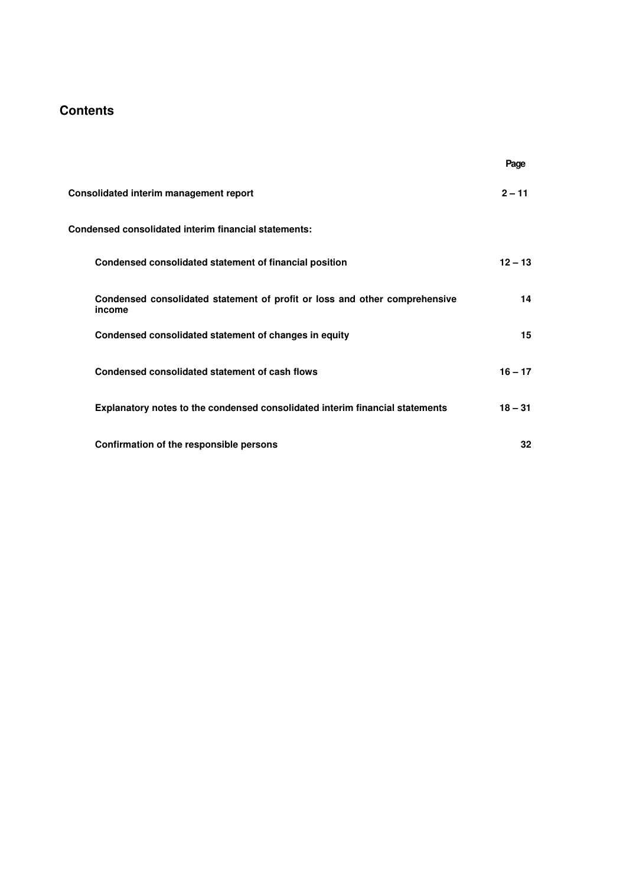# Contents

| | Page |
|---|---|
| **Consolidated interim management report** | **2 – 11** |
| **Condensed consolidated interim financial statements:** | |
| **Condensed consolidated statement of financial position** | **12 – 13** |
| **Condensed consolidated statement of profit or loss and other comprehensive income** | **14** |
| **Condensed consolidated statement of changes in equity** | **15** |
| **Condensed consolidated statement of cash flows** | **16 – 17** |
| **Explanatory notes to the condensed consolidated interim financial statements** | **18 – 31** |
| **Confirmation of the responsible persons** | **32** |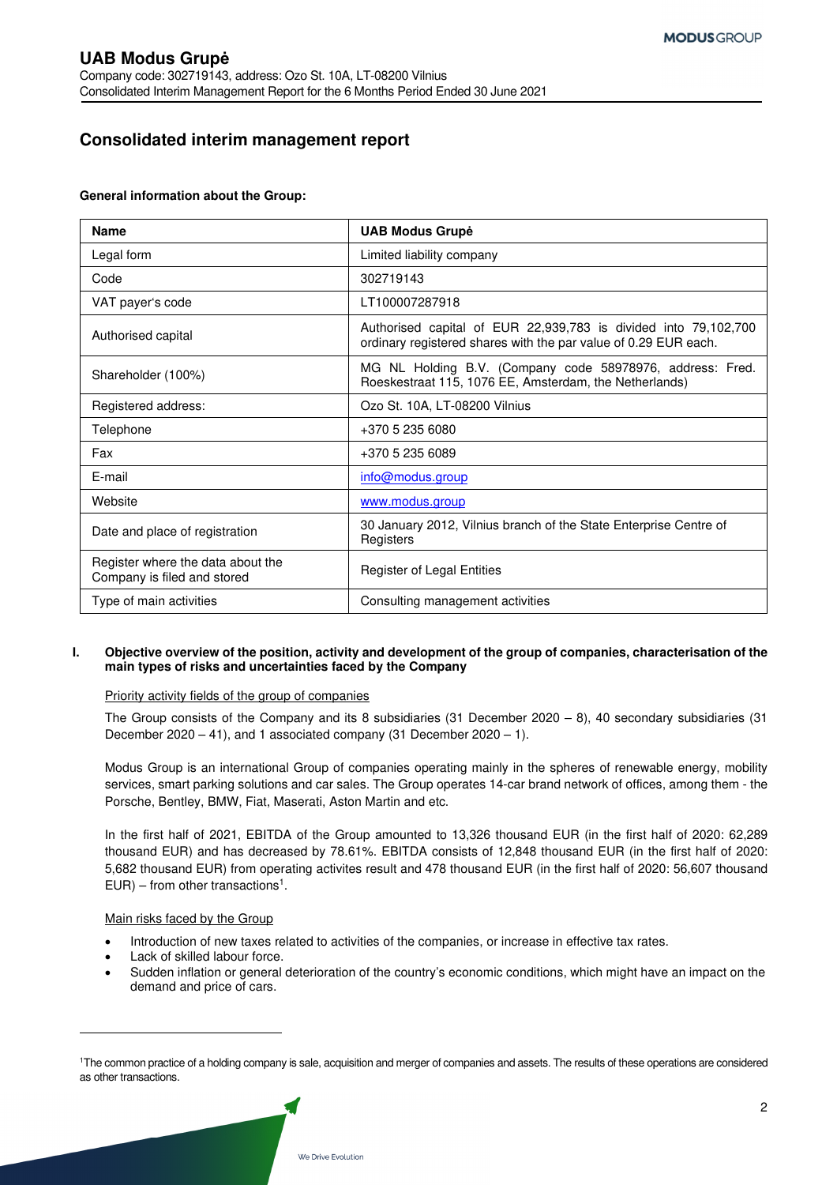# UAB Modus Grupė

Company code: 302719143, address: Ozo St. 10A, LT-08200 Vilnius
Consolidated Interim Management Report for the 6 Months Period Ended 30 June 2021

## Consolidated interim management report

**General information about the Group:**

| **Name** | **UAB Modus Grupė** |
|---|---|
| Legal form | Limited liability company |
| Code | 302719143 |
| VAT payer's code | LT100007287918 |
| Authorised capital | Authorised capital of EUR 22,939,783 is divided into 79,102,700 ordinary registered shares with the par value of 0.29 EUR each. |
| Shareholder (100%) | MG NL Holding B.V. (Company code 58978976, address: Fred. Roeskestraat 115, 1076 EE, Amsterdam, the Netherlands) |
| Registered address: | Ozo St. 10A, LT-08200 Vilnius |
| Telephone | +370 5 235 6080 |
| Fax | +370 5 235 6089 |
| E-mail | info@modus.group |
| Website | www.modus.group |
| Date and place of registration | 30 January 2012, Vilnius branch of the State Enterprise Centre of Registers |
| Register where the data about the Company is filed and stored | Register of Legal Entities |
| Type of main activities | Consulting management activities |

### I. Objective overview of the position, activity and development of the group of companies, characterisation of the main types of risks and uncertainties faced by the Company

Priority activity fields of the group of companies

The Group consists of the Company and its 8 subsidiaries (31 December 2020 – 8), 40 secondary subsidiaries (31 December 2020 – 41), and 1 associated company (31 December 2020 – 1).

Modus Group is an international Group of companies operating mainly in the spheres of renewable energy, mobility services, smart parking solutions and car sales. The Group operates 14-car brand network of offices, among them - the Porsche, Bentley, BMW, Fiat, Maserati, Aston Martin and etc.

In the first half of 2021, EBITDA of the Group amounted to 13,326 thousand EUR (in the first half of 2020: 62,289 thousand EUR) and has decreased by 78.61%. EBITDA consists of 12,848 thousand EUR (in the first half of 2020: 5,682 thousand EUR) from operating activites result and 478 thousand EUR (in the first half of 2020: 56,607 thousand EUR) – from other transactions[1].

Main risks faced by the Group

- Introduction of new taxes related to activities of the companies, or increase in effective tax rates.
- Lack of skilled labour force.
- Sudden inflation or general deterioration of the country's economic conditions, which might have an impact on the demand and price of cars.

[1]The common practice of a holding company is sale, acquisition and merger of companies and assets. The results of these operations are considered as other transactions.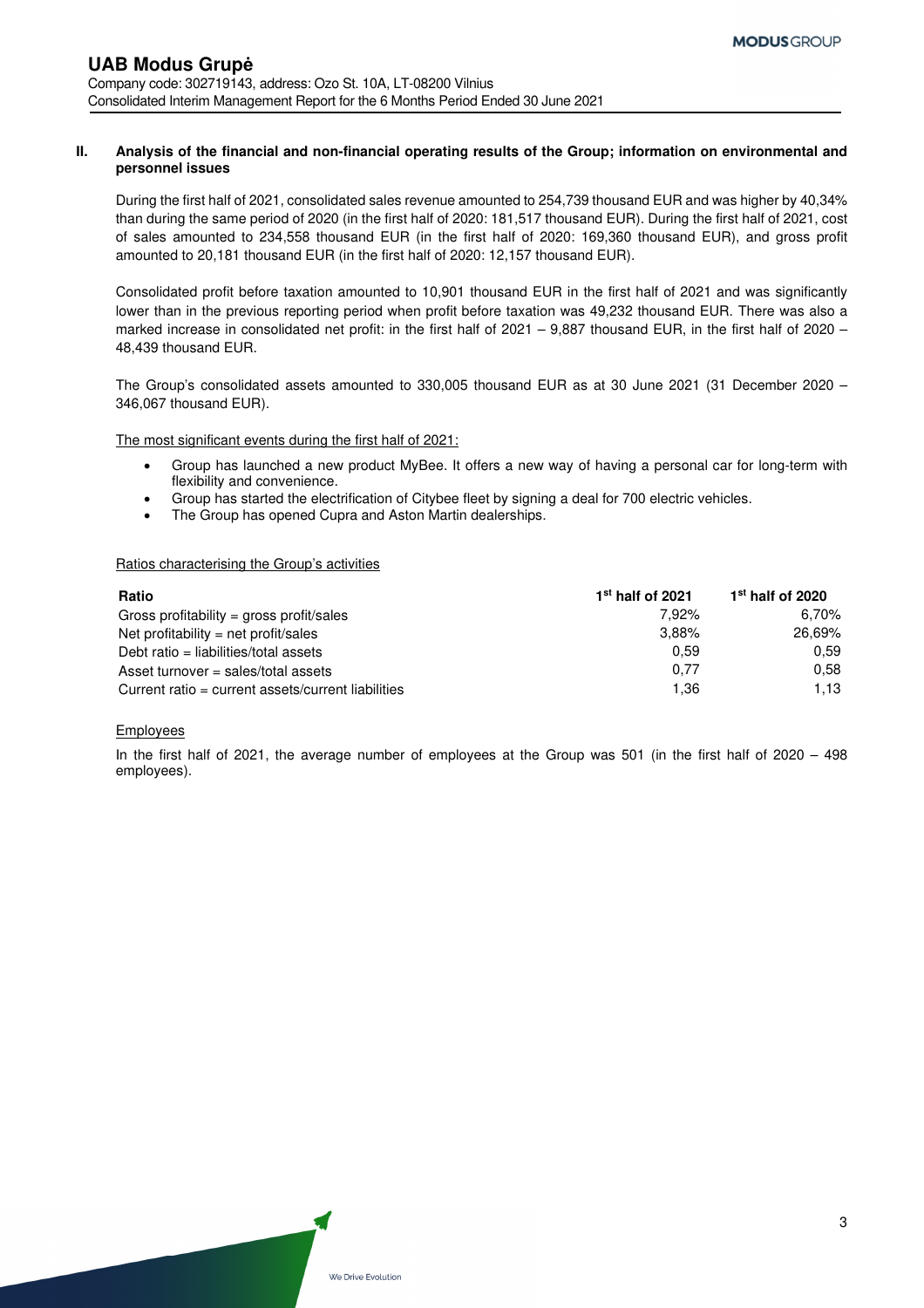## II. Analysis of the financial and non-financial operating results of the Group; information on environmental and personnel issues

During the first half of 2021, consolidated sales revenue amounted to 254,739 thousand EUR and was higher by 40,34% than during the same period of 2020 (in the first half of 2020: 181,517 thousand EUR). During the first half of 2021, cost of sales amounted to 234,558 thousand EUR (in the first half of 2020: 169,360 thousand EUR), and gross profit amounted to 20,181 thousand EUR (in the first half of 2020: 12,157 thousand EUR).

Consolidated profit before taxation amounted to 10,901 thousand EUR in the first half of 2021 and was significantly lower than in the previous reporting period when profit before taxation was 49,232 thousand EUR. There was also a marked increase in consolidated net profit: in the first half of 2021 – 9,887 thousand EUR, in the first half of 2020 – 48,439 thousand EUR.

The Group's consolidated assets amounted to 330,005 thousand EUR as at 30 June 2021 (31 December 2020 – 346,067 thousand EUR).

The most significant events during the first half of 2021:

- Group has launched a new product MyBee. It offers a new way of having a personal car for long-term with flexibility and convenience.
- Group has started the electrification of Citybee fleet by signing a deal for 700 electric vehicles.
- The Group has opened Cupra and Aston Martin dealerships.

Ratios characterising the Group's activities

| Ratio | 1st half of 2021 | 1st half of 2020 |
|---|---|---|
| Gross profitability = gross profit/sales | 7,92% | 6,70% |
| Net profitability = net profit/sales | 3,88% | 26,69% |
| Debt ratio = liabilities/total assets | 0,59 | 0,59 |
| Asset turnover = sales/total assets | 0,77 | 0,58 |
| Current ratio = current assets/current liabilities | 1,36 | 1,13 |

Employees

In the first half of 2021, the average number of employees at the Group was 501 (in the first half of 2020 – 498 employees).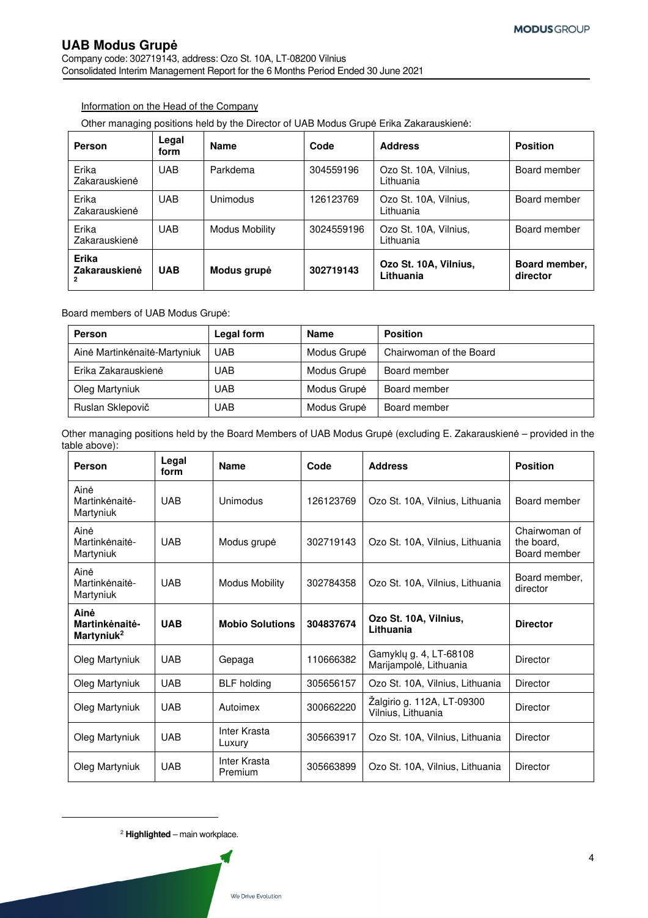Information on the Head of the Company

Other managing positions held by the Director of UAB Modus Grupė Erika Zakarauskienė:

| Person | Legal form | Name | Code | Address | Position |
|---|---|---|---|---|---|
| Erika Zakarauskienė | UAB | Parkdema | 304559196 | Ozo St. 10A, Vilnius, Lithuania | Board member |
| Erika Zakarauskienė | UAB | Unimodus | 126123769 | Ozo St. 10A, Vilnius, Lithuania | Board member |
| Erika Zakarauskienė | UAB | Modus Mobility | 3024559196 | Ozo St. 10A, Vilnius, Lithuania | Board member |
| **Erika Zakarauskienė [2]** | **UAB** | **Modus grupė** | **302719143** | **Ozo St. 10A, Vilnius, Lithuania** | **Board member, director** |

Board members of UAB Modus Grupė:

| Person | Legal form | Name | Position |
|---|---|---|---|
| Ainė Martinkėnaitė-Martyniuk | UAB | Modus Grupė | Chairwoman of the Board |
| Erika Zakarauskienė | UAB | Modus Grupė | Board member |
| Oleg Martyniuk | UAB | Modus Grupė | Board member |
| Ruslan Sklepovič | UAB | Modus Grupė | Board member |

Other managing positions held by the Board Members of UAB Modus Grupė (excluding E. Zakarauskienė – provided in the table above):

| Person | Legal form | Name | Code | Address | Position |
|---|---|---|---|---|---|
| Ainė Martinkėnaitė-Martyniuk | UAB | Unimodus | 126123769 | Ozo St. 10A, Vilnius, Lithuania | Board member |
| Ainė Martinkėnaitė-Martyniuk | UAB | Modus grupė | 302719143 | Ozo St. 10A, Vilnius, Lithuania | Chairwoman of the board, Board member |
| Ainė Martinkėnaitė-Martyniuk | UAB | Modus Mobility | 302784358 | Ozo St. 10A, Vilnius, Lithuania | Board member, director |
| **Ainė Martinkėnaitė-Martyniuk [2]** | **UAB** | **Mobio Solutions** | **304837674** | **Ozo St. 10A, Vilnius, Lithuania** | **Director** |
| Oleg Martyniuk | UAB | Gepaga | 110666382 | Gamyklų g. 4, LT-68108 Marijampolė, Lithuania | Director |
| Oleg Martyniuk | UAB | BLF holding | 305656157 | Ozo St. 10A, Vilnius, Lithuania | Director |
| Oleg Martyniuk | UAB | Autoimex | 300662220 | Žalgirio g. 112A, LT-09300 Vilnius, Lithuania | Director |
| Oleg Martyniuk | UAB | Inter Krasta Luxury | 305663917 | Ozo St. 10A, Vilnius, Lithuania | Director |
| Oleg Martyniuk | UAB | Inter Krasta Premium | 305663899 | Ozo St. 10A, Vilnius, Lithuania | Director |

[2] **Highlighted** – main workplace.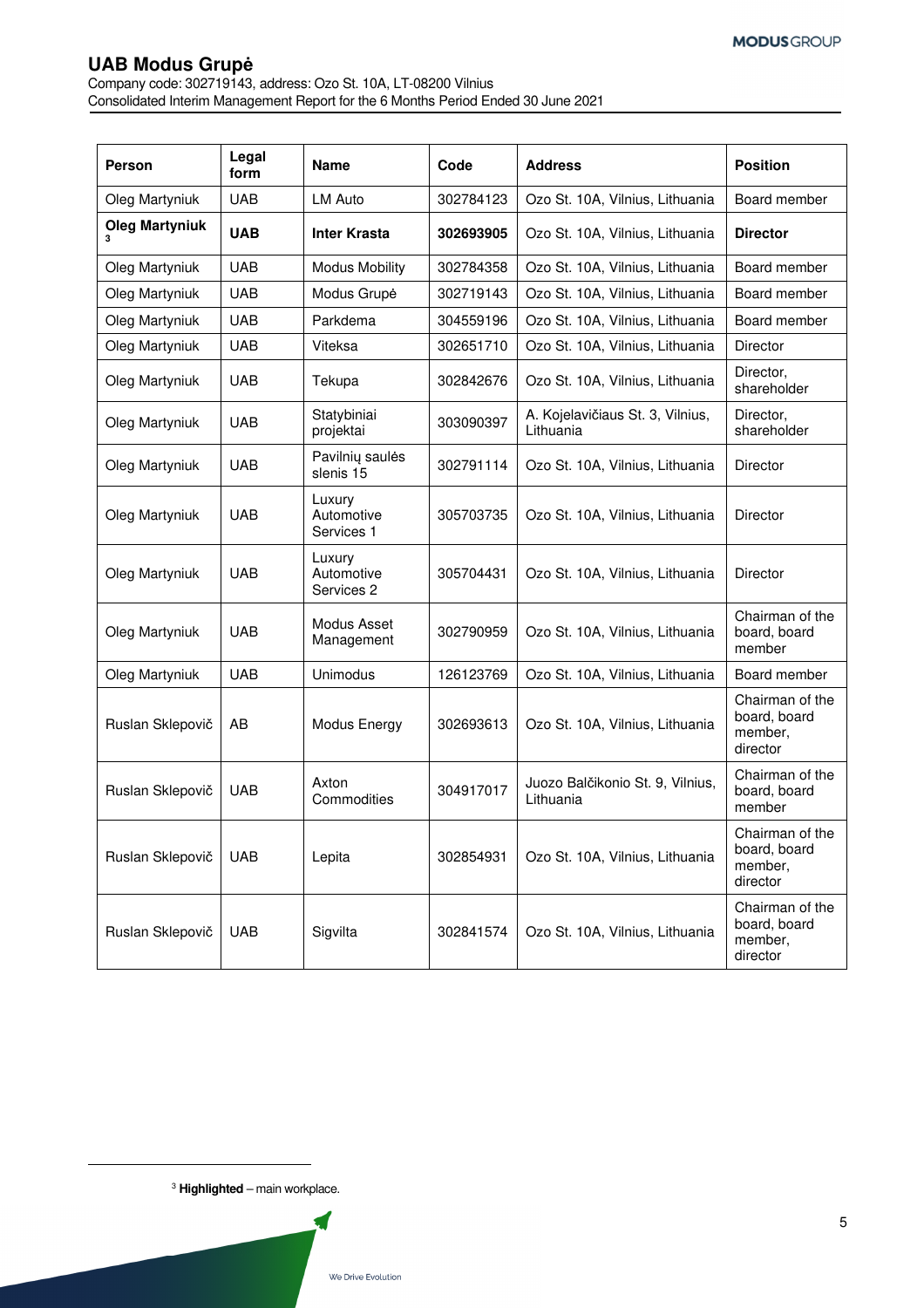| Person | Legal form | Name | Code | Address | Position |
|---|---|---|---|---|---|
| Oleg Martyniuk | UAB | LM Auto | 302784123 | Ozo St. 10A, Vilnius, Lithuania | Board member |
| **Oleg Martyniuk** [3] | **UAB** | **Inter Krasta** | **302693905** | Ozo St. 10A, Vilnius, Lithuania | **Director** |
| Oleg Martyniuk | UAB | Modus Mobility | 302784358 | Ozo St. 10A, Vilnius, Lithuania | Board member |
| Oleg Martyniuk | UAB | Modus Grupė | 302719143 | Ozo St. 10A, Vilnius, Lithuania | Board member |
| Oleg Martyniuk | UAB | Parkdema | 304559196 | Ozo St. 10A, Vilnius, Lithuania | Board member |
| Oleg Martyniuk | UAB | Viteksa | 302651710 | Ozo St. 10A, Vilnius, Lithuania | Director |
| Oleg Martyniuk | UAB | Tekupa | 302842676 | Ozo St. 10A, Vilnius, Lithuania | Director, shareholder |
| Oleg Martyniuk | UAB | Statybiniai projektai | 303090397 | A. Kojelavičiaus St. 3, Vilnius, Lithuania | Director, shareholder |
| Oleg Martyniuk | UAB | Pavilnių saulės slenis 15 | 302791114 | Ozo St. 10A, Vilnius, Lithuania | Director |
| Oleg Martyniuk | UAB | Luxury Automotive Services 1 | 305703735 | Ozo St. 10A, Vilnius, Lithuania | Director |
| Oleg Martyniuk | UAB | Luxury Automotive Services 2 | 305704431 | Ozo St. 10A, Vilnius, Lithuania | Director |
| Oleg Martyniuk | UAB | Modus Asset Management | 302790959 | Ozo St. 10A, Vilnius, Lithuania | Chairman of the board, board member |
| Oleg Martyniuk | UAB | Unimodus | 126123769 | Ozo St. 10A, Vilnius, Lithuania | Board member |
| Ruslan Sklepovič | AB | Modus Energy | 302693613 | Ozo St. 10A, Vilnius, Lithuania | Chairman of the board, board member, director |
| Ruslan Sklepovič | UAB | Axton Commodities | 304917017 | Juozo Balčikonio St. 9, Vilnius, Lithuania | Chairman of the board, board member |
| Ruslan Sklepovič | UAB | Lepita | 302854931 | Ozo St. 10A, Vilnius, Lithuania | Chairman of the board, board member, director |
| Ruslan Sklepovič | UAB | Sigvilta | 302841574 | Ozo St. 10A, Vilnius, Lithuania | Chairman of the board, board member, director |

[3] **Highlighted** – main workplace.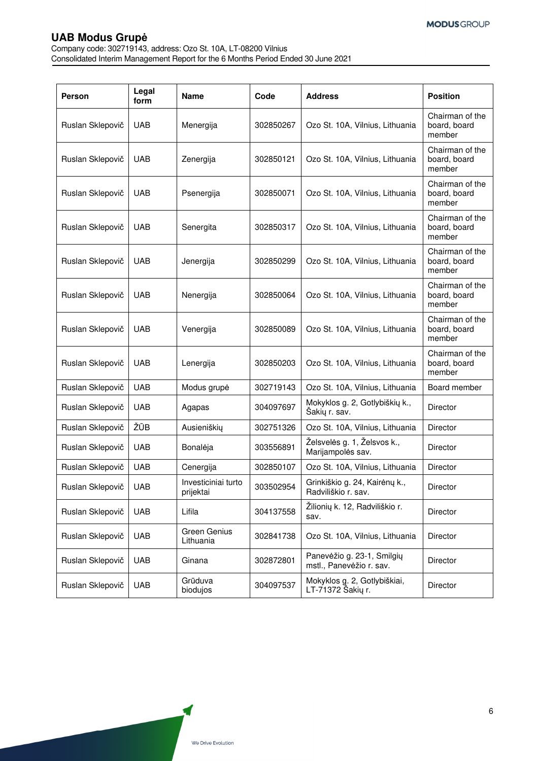| Person | Legal form | Name | Code | Address | Position |
|---|---|---|---|---|---|
| Ruslan Sklepovič | UAB | Menergija | 302850267 | Ozo St. 10A, Vilnius, Lithuania | Chairman of the board, board member |
| Ruslan Sklepovič | UAB | Zenergija | 302850121 | Ozo St. 10A, Vilnius, Lithuania | Chairman of the board, board member |
| Ruslan Sklepovič | UAB | Psenergija | 302850071 | Ozo St. 10A, Vilnius, Lithuania | Chairman of the board, board member |
| Ruslan Sklepovič | UAB | Senergita | 302850317 | Ozo St. 10A, Vilnius, Lithuania | Chairman of the board, board member |
| Ruslan Sklepovič | UAB | Jenergija | 302850299 | Ozo St. 10A, Vilnius, Lithuania | Chairman of the board, board member |
| Ruslan Sklepovič | UAB | Nenergija | 302850064 | Ozo St. 10A, Vilnius, Lithuania | Chairman of the board, board member |
| Ruslan Sklepovič | UAB | Venergija | 302850089 | Ozo St. 10A, Vilnius, Lithuania | Chairman of the board, board member |
| Ruslan Sklepovič | UAB | Lenergija | 302850203 | Ozo St. 10A, Vilnius, Lithuania | Chairman of the board, board member |
| Ruslan Sklepovič | UAB | Modus grupė | 302719143 | Ozo St. 10A, Vilnius, Lithuania | Board member |
| Ruslan Sklepovič | UAB | Agapas | 304097697 | Mokyklos g. 2, Gotlybiškių k., Šakių r. sav. | Director |
| Ruslan Sklepovič | ŽŪB | Ausieniškių | 302751326 | Ozo St. 10A, Vilnius, Lithuania | Director |
| Ruslan Sklepovič | UAB | Bonalėja | 303556891 | Želsvelės g. 1, Želsvos k., Marijampolės sav. | Director |
| Ruslan Sklepovič | UAB | Cenergija | 302850107 | Ozo St. 10A, Vilnius, Lithuania | Director |
| Ruslan Sklepovič | UAB | Investiciniai turto prijektai | 303502954 | Grinkiškio g. 24, Kairėnų k., Radviliškio r. sav. | Director |
| Ruslan Sklepovič | UAB | Lifila | 304137558 | Žilionių k. 12, Radviliškio r. sav. | Director |
| Ruslan Sklepovič | UAB | Green Genius Lithuania | 302841738 | Ozo St. 10A, Vilnius, Lithuania | Director |
| Ruslan Sklepovič | UAB | Ginana | 302872801 | Panevėžio g. 23-1, Smilgių mstl., Panevėžio r. sav. | Director |
| Ruslan Sklepovič | UAB | Grūduva biodujos | 304097537 | Mokyklos g. 2, Gotlybiškiai, LT-71372 Šakių r. | Director |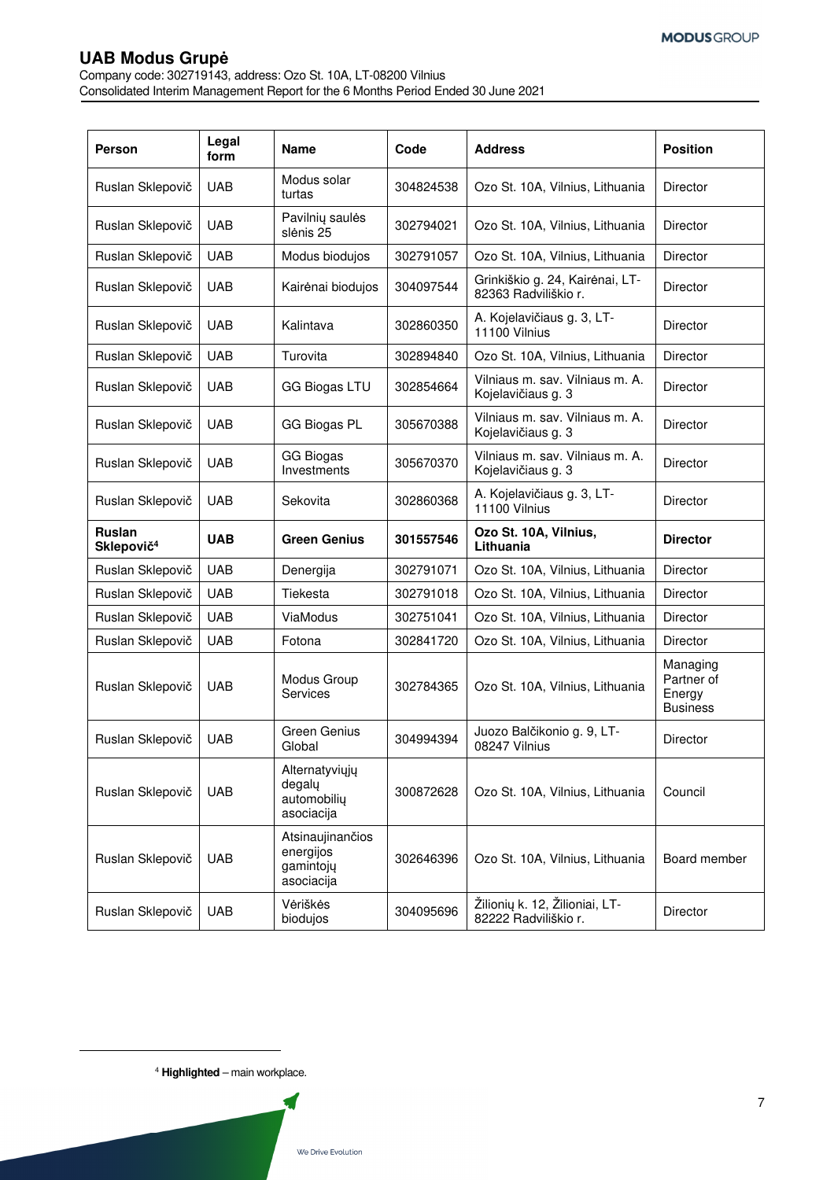| Person | Legal form | Name | Code | Address | Position |
|---|---|---|---|---|---|
| Ruslan Sklepovič | UAB | Modus solar turtas | 304824538 | Ozo St. 10A, Vilnius, Lithuania | Director |
| Ruslan Sklepovič | UAB | Pavilnių saulės slėnis 25 | 302794021 | Ozo St. 10A, Vilnius, Lithuania | Director |
| Ruslan Sklepovič | UAB | Modus biodujos | 302791057 | Ozo St. 10A, Vilnius, Lithuania | Director |
| Ruslan Sklepovič | UAB | Kairėnai biodujos | 304097544 | Grinkiškio g. 24, Kairėnai, LT-82363 Radviliškio r. | Director |
| Ruslan Sklepovič | UAB | Kalintava | 302860350 | A. Kojelavičiaus g. 3, LT-11100 Vilnius | Director |
| Ruslan Sklepovič | UAB | Turovita | 302894840 | Ozo St. 10A, Vilnius, Lithuania | Director |
| Ruslan Sklepovič | UAB | GG Biogas LTU | 302854664 | Vilniaus m. sav. Vilniaus m. A. Kojelavičiaus g. 3 | Director |
| Ruslan Sklepovič | UAB | GG Biogas PL | 305670388 | Vilniaus m. sav. Vilniaus m. A. Kojelavičiaus g. 3 | Director |
| Ruslan Sklepovič | UAB | GG Biogas Investments | 305670370 | Vilniaus m. sav. Vilniaus m. A. Kojelavičiaus g. 3 | Director |
| Ruslan Sklepovič | UAB | Sekovita | 302860368 | A. Kojelavičiaus g. 3, LT-11100 Vilnius | Director |
| **Ruslan Sklepovič[4]** | **UAB** | **Green Genius** | **301557546** | **Ozo St. 10A, Vilnius, Lithuania** | **Director** |
| Ruslan Sklepovič | UAB | Denergija | 302791071 | Ozo St. 10A, Vilnius, Lithuania | Director |
| Ruslan Sklepovič | UAB | Tiekesta | 302791018 | Ozo St. 10A, Vilnius, Lithuania | Director |
| Ruslan Sklepovič | UAB | ViaModus | 302751041 | Ozo St. 10A, Vilnius, Lithuania | Director |
| Ruslan Sklepovič | UAB | Fotona | 302841720 | Ozo St. 10A, Vilnius, Lithuania | Director |
| Ruslan Sklepovič | UAB | Modus Group Services | 302784365 | Ozo St. 10A, Vilnius, Lithuania | Managing Partner of Energy Business |
| Ruslan Sklepovič | UAB | Green Genius Global | 304994394 | Juozo Balčikonio g. 9, LT-08247 Vilnius | Director |
| Ruslan Sklepovič | UAB | Alternatyviųjų degalų automobilių asociacija | 300872628 | Ozo St. 10A, Vilnius, Lithuania | Council |
| Ruslan Sklepovič | UAB | Atsinaujinančios energijos gamintojų asociacija | 302646396 | Ozo St. 10A, Vilnius, Lithuania | Board member |
| Ruslan Sklepovič | UAB | Vėriškės biodujos | 304095696 | Žilionių k. 12, Žilioniai, LT-82222 Radviliškio r. | Director |

[4] **Highlighted** – main workplace.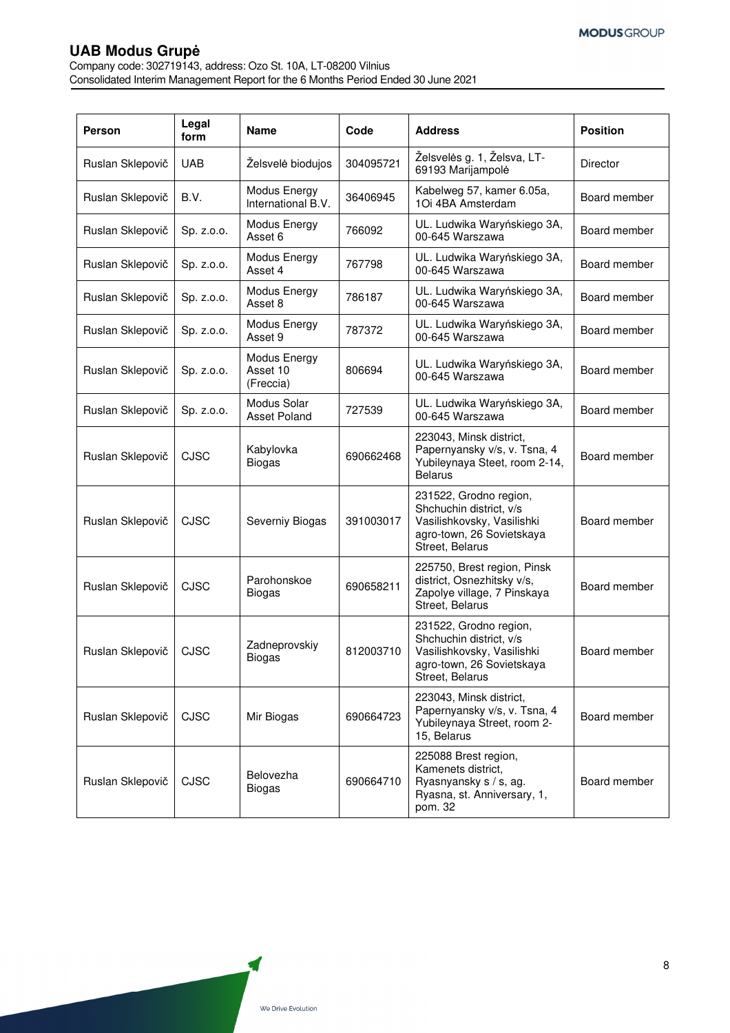| Person | Legal form | Name | Code | Address | Position |
|---|---|---|---|---|---|
| Ruslan Sklepovič | UAB | Želsvelė biodujos | 304095721 | Želsvelės g. 1, Želsva, LT-69193 Marijampolė | Director |
| Ruslan Sklepovič | B.V. | Modus Energy International B.V. | 36406945 | Kabelweg 57, kamer 6.05a, 1Oi 4BA Amsterdam | Board member |
| Ruslan Sklepovič | Sp. z.o.o. | Modus Energy Asset 6 | 766092 | UL. Ludwika Waryńskiego 3A, 00-645 Warszawa | Board member |
| Ruslan Sklepovič | Sp. z.o.o. | Modus Energy Asset 4 | 767798 | UL. Ludwika Waryńskiego 3A, 00-645 Warszawa | Board member |
| Ruslan Sklepovič | Sp. z.o.o. | Modus Energy Asset 8 | 786187 | UL. Ludwika Waryńskiego 3A, 00-645 Warszawa | Board member |
| Ruslan Sklepovič | Sp. z.o.o. | Modus Energy Asset 9 | 787372 | UL. Ludwika Waryńskiego 3A, 00-645 Warszawa | Board member |
| Ruslan Sklepovič | Sp. z.o.o. | Modus Energy Asset 10 (Freccia) | 806694 | UL. Ludwika Waryńskiego 3A, 00-645 Warszawa | Board member |
| Ruslan Sklepovič | Sp. z.o.o. | Modus Solar Asset Poland | 727539 | UL. Ludwika Waryńskiego 3A, 00-645 Warszawa | Board member |
| Ruslan Sklepovič | CJSC | Kabylovka Biogas | 690662468 | 223043, Minsk district, Papernyansky v/s, v. Tsna, 4 Yubileynaya Steet, room 2-14, Belarus | Board member |
| Ruslan Sklepovič | CJSC | Severniy Biogas | 391003017 | 231522, Grodno region, Shchuchin district, v/s Vasilishkovsky, Vasilishki agro-town, 26 Sovietskaya Street, Belarus | Board member |
| Ruslan Sklepovič | CJSC | Parohonskoe Biogas | 690658211 | 225750, Brest region, Pinsk district, Osnezhitsky v/s, Zapolye village, 7 Pinskaya Street, Belarus | Board member |
| Ruslan Sklepovič | CJSC | Zadneprovskiy Biogas | 812003710 | 231522, Grodno region, Shchuchin district, v/s Vasilishkovsky, Vasilishki agro-town, 26 Sovietskaya Street, Belarus | Board member |
| Ruslan Sklepovič | CJSC | Mir Biogas | 690664723 | 223043, Minsk district, Papernyansky v/s, v. Tsna, 4 Yubileynaya Street, room 2-15, Belarus | Board member |
| Ruslan Sklepovič | CJSC | Belovezha Biogas | 690664710 | 225088 Brest region, Kamenets district, Ryasnyansky s / s, ag. Ryasna, st. Anniversary, 1, pom. 32 | Board member |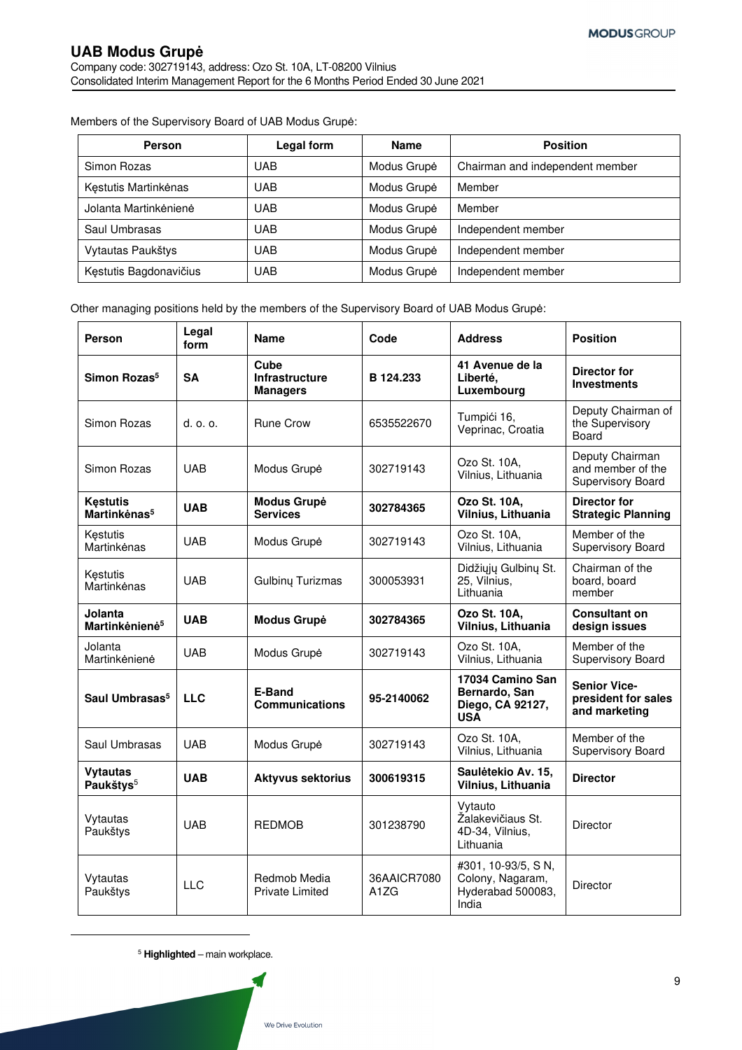Members of the Supervisory Board of UAB Modus Grupė:

| Person | Legal form | Name | Position |
|---|---|---|---|
| Simon Rozas | UAB | Modus Grupė | Chairman and independent member |
| Kęstutis Martinkėnas | UAB | Modus Grupė | Member |
| Jolanta Martinkėnienė | UAB | Modus Grupė | Member |
| Saul Umbrasas | UAB | Modus Grupė | Independent member |
| Vytautas Paukštys | UAB | Modus Grupė | Independent member |
| Kęstutis Bagdonavičius | UAB | Modus Grupė | Independent member |

Other managing positions held by the members of the Supervisory Board of UAB Modus Grupė:

| Person | Legal form | Name | Code | Address | Position |
|---|---|---|---|---|---|
| **Simon Rozas**[5] | **SA** | **Cube Infrastructure Managers** | **B 124.233** | **41 Avenue de la Liberté, Luxembourg** | **Director for Investments** |
| Simon Rozas | d. o. o. | Rune Crow | 6535522670 | Tumpići 16, Veprinac, Croatia | Deputy Chairman of the Supervisory Board |
| Simon Rozas | UAB | Modus Grupė | 302719143 | Ozo St. 10A, Vilnius, Lithuania | Deputy Chairman and member of the Supervisory Board |
| **Kęstutis Martinkėnas**[5] | **UAB** | **Modus Grupė Services** | **302784365** | **Ozo St. 10A, Vilnius, Lithuania** | **Director for Strategic Planning** |
| Kęstutis Martinkėnas | UAB | Modus Grupė | 302719143 | Ozo St. 10A, Vilnius, Lithuania | Member of the Supervisory Board |
| Kęstutis Martinkėnas | UAB | Gulbinų Turizmas | 300053931 | Didžiųjų Gulbinų St. 25, Vilnius, Lithuania | Chairman of the board, board member |
| **Jolanta Martinkėnienė**[5] | **UAB** | **Modus Grupė** | **302784365** | **Ozo St. 10A, Vilnius, Lithuania** | **Consultant on design issues** |
| Jolanta Martinkėnienė | UAB | Modus Grupė | 302719143 | Ozo St. 10A, Vilnius, Lithuania | Member of the Supervisory Board |
| **Saul Umbrasas**[5] | **LLC** | **E-Band Communications** | **95-2140062** | **17034 Camino San Bernardo, San Diego, CA 92127, USA** | **Senior Vice-president for sales and marketing** |
| Saul Umbrasas | UAB | Modus Grupė | 302719143 | Ozo St. 10A, Vilnius, Lithuania | Member of the Supervisory Board |
| **Vytautas Paukštys**[5] | **UAB** | **Aktyvus sektorius** | **300619315** | **Saulėtekio Av. 15, Vilnius, Lithuania** | **Director** |
| Vytautas Paukštys | UAB | REDMOB | 301238790 | Vytauto Žalakevičiaus St. 4D-34, Vilnius, Lithuania | Director |
| Vytautas Paukštys | LLC | Redmob Media Private Limited | 36AAICR7080A1ZG | #301, 10-93/5, S N, Colony, Nagaram, Hyderabad 500083, India | Director |

[5] **Highlighted** – main workplace.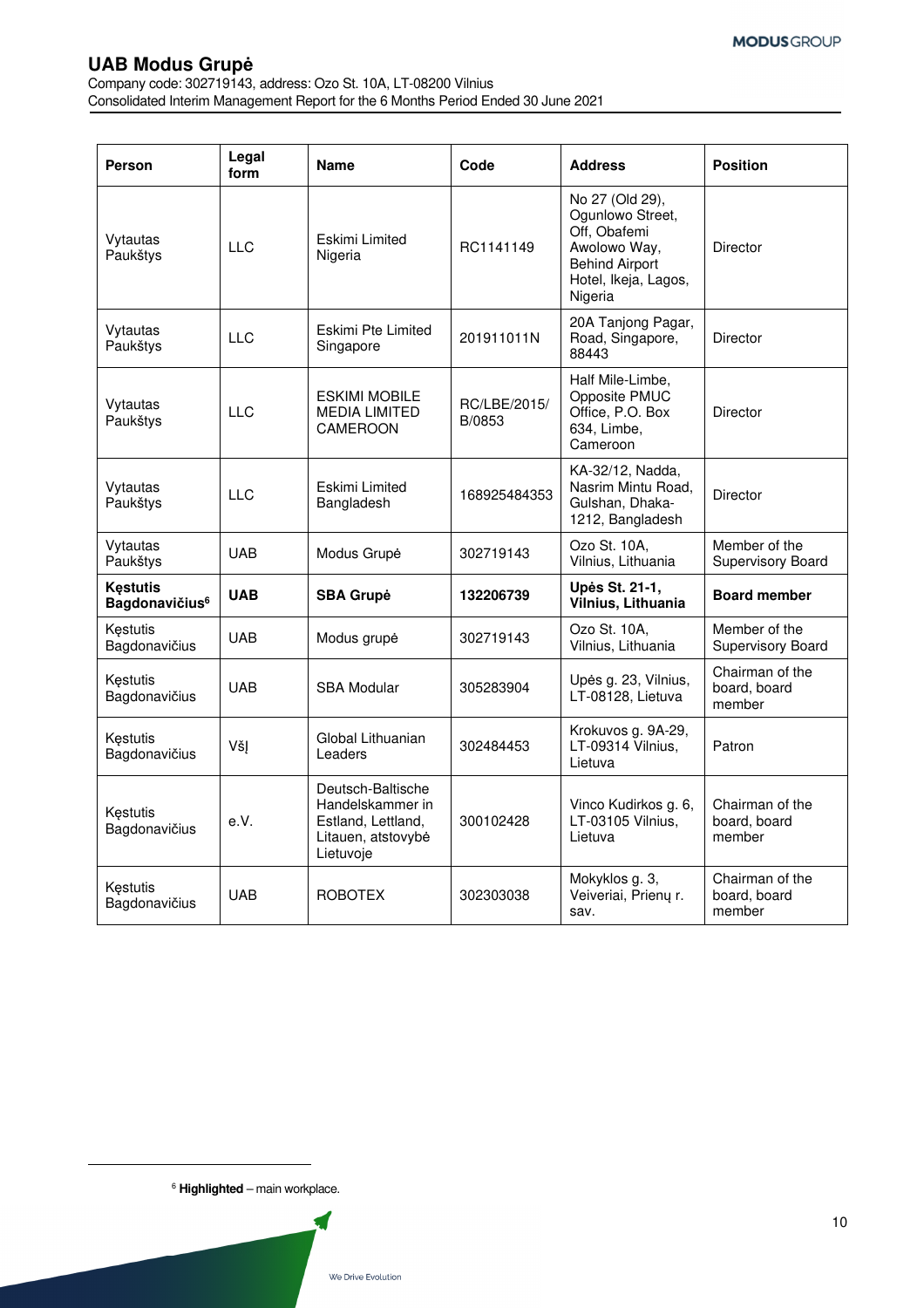| Person | Legal form | Name | Code | Address | Position |
|---|---|---|---|---|---|
| Vytautas Paukštys | LLC | Eskimi Limited Nigeria | RC1141149 | No 27 (Old 29), Ogunlowo Street, Off, Obafemi Awolowo Way, Behind Airport Hotel, Ikeja, Lagos, Nigeria | Director |
| Vytautas Paukštys | LLC | Eskimi Pte Limited Singapore | 201911011N | 20A Tanjong Pagar, Road, Singapore, 88443 | Director |
| Vytautas Paukštys | LLC | ESKIMI MOBILE MEDIA LIMITED CAMEROON | RC/LBE/2015/ B/0853 | Half Mile-Limbe, Opposite PMUC Office, P.O. Box 634, Limbe, Cameroon | Director |
| Vytautas Paukštys | LLC | Eskimi Limited Bangladesh | 168925484353 | KA-32/12, Nadda, Nasrim Mintu Road, Gulshan, Dhaka-1212, Bangladesh | Director |
| Vytautas Paukštys | UAB | Modus Grupė | 302719143 | Ozo St. 10A, Vilnius, Lithuania | Member of the Supervisory Board |
| **Kęstutis Bagdonavičius[6]** | **UAB** | **SBA Grupė** | **132206739** | **Upės St. 21-1, Vilnius, Lithuania** | **Board member** |
| Kęstutis Bagdonavičius | UAB | Modus grupė | 302719143 | Ozo St. 10A, Vilnius, Lithuania | Member of the Supervisory Board |
| Kęstutis Bagdonavičius | UAB | SBA Modular | 305283904 | Upės g. 23, Vilnius, LT-08128, Lietuva | Chairman of the board, board member |
| Kęstutis Bagdonavičius | VšĮ | Global Lithuanian Leaders | 302484453 | Krokuvos g. 9A-29, LT-09314 Vilnius, Lietuva | Patron |
| Kęstutis Bagdonavičius | e.V. | Deutsch-Baltische Handelskammer in Estland, Lettland, Litauen, atstovybė Lietuvoje | 300102428 | Vinco Kudirkos g. 6, LT-03105 Vilnius, Lietuva | Chairman of the board, board member |
| Kęstutis Bagdonavičius | UAB | ROBOTEX | 302303038 | Mokyklos g. 3, Veiveriai, Prienų r. sav. | Chairman of the board, board member |

[6] **Highlighted** – main workplace.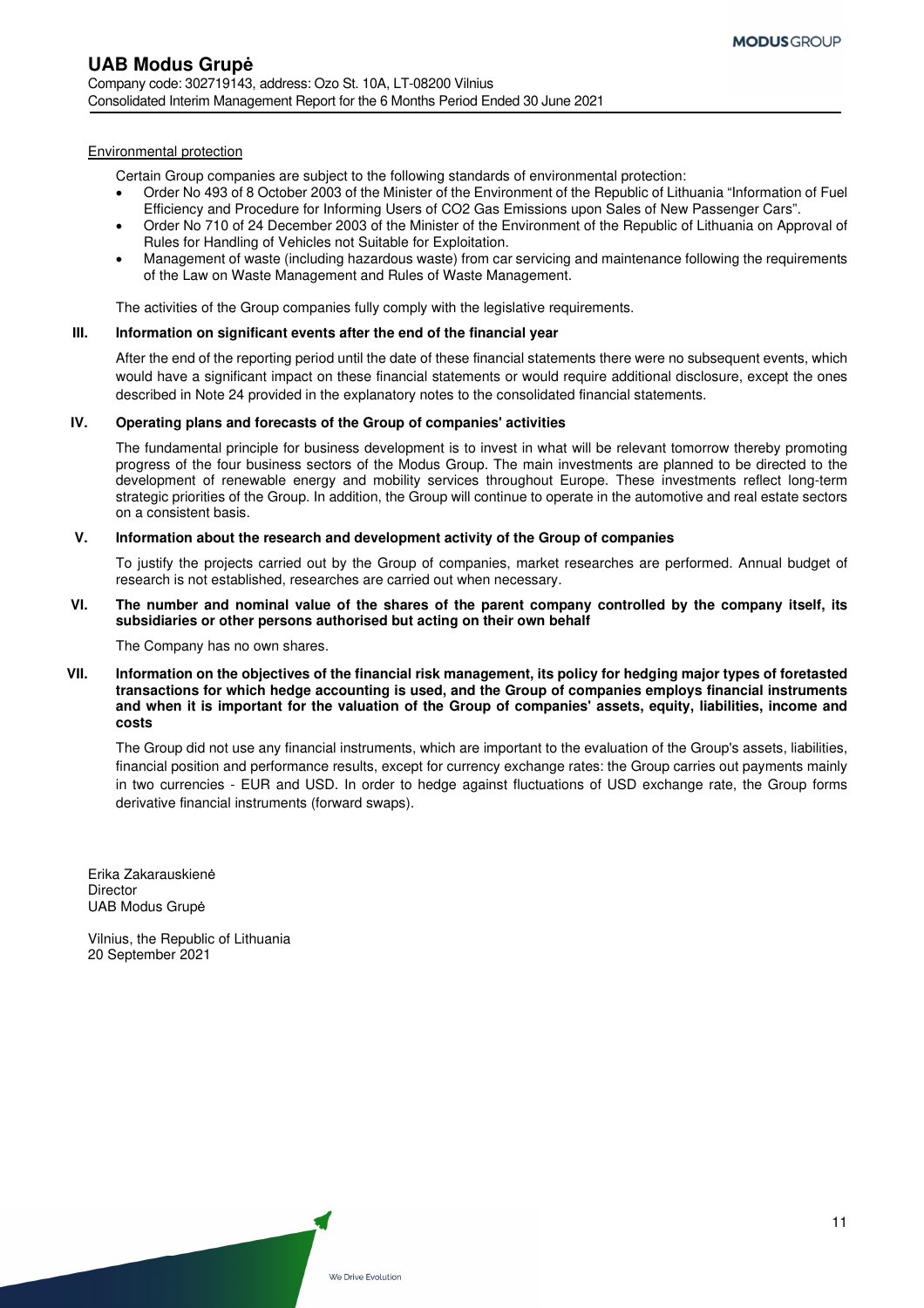Environmental protection

Certain Group companies are subject to the following standards of environmental protection:

- Order No 493 of 8 October 2003 of the Minister of the Environment of the Republic of Lithuania "Information of Fuel Efficiency and Procedure for Informing Users of $CO_2$ Gas Emissions upon Sales of New Passenger Cars".
- Order No 710 of 24 December 2003 of the Minister of the Environment of the Republic of Lithuania on Approval of Rules for Handling of Vehicles not Suitable for Exploitation.
- Management of waste (including hazardous waste) from car servicing and maintenance following the requirements of the Law on Waste Management and Rules of Waste Management.

The activities of the Group companies fully comply with the legislative requirements.

## III. Information on significant events after the end of the financial year

After the end of the reporting period until the date of these financial statements there were no subsequent events, which would have a significant impact on these financial statements or would require additional disclosure, except the ones described in Note 24 provided in the explanatory notes to the consolidated financial statements.

## IV. Operating plans and forecasts of the Group of companies' activities

The fundamental principle for business development is to invest in what will be relevant tomorrow thereby promoting progress of the four business sectors of the Modus Group. The main investments are planned to be directed to the development of renewable energy and mobility services throughout Europe. These investments reflect long-term strategic priorities of the Group. In addition, the Group will continue to operate in the automotive and real estate sectors on a consistent basis.

## V. Information about the research and development activity of the Group of companies

To justify the projects carried out by the Group of companies, market researches are performed. Annual budget of research is not established, researches are carried out when necessary.

## VI. The number and nominal value of the shares of the parent company controlled by the company itself, its subsidiaries or other persons authorised but acting on their own behalf

The Company has no own shares.

## VII. Information on the objectives of the financial risk management, its policy for hedging major types of foretasted transactions for which hedge accounting is used, and the Group of companies employs financial instruments and when it is important for the valuation of the Group of companies' assets, equity, liabilities, income and costs

The Group did not use any financial instruments, which are important to the evaluation of the Group's assets, liabilities, financial position and performance results, except for currency exchange rates: the Group carries out payments mainly in two currencies - EUR and USD. In order to hedge against fluctuations of USD exchange rate, the Group forms derivative financial instruments (forward swaps).

Erika Zakarauskienė
Director
UAB Modus Grupė

Vilnius, the Republic of Lithuania
20 September 2021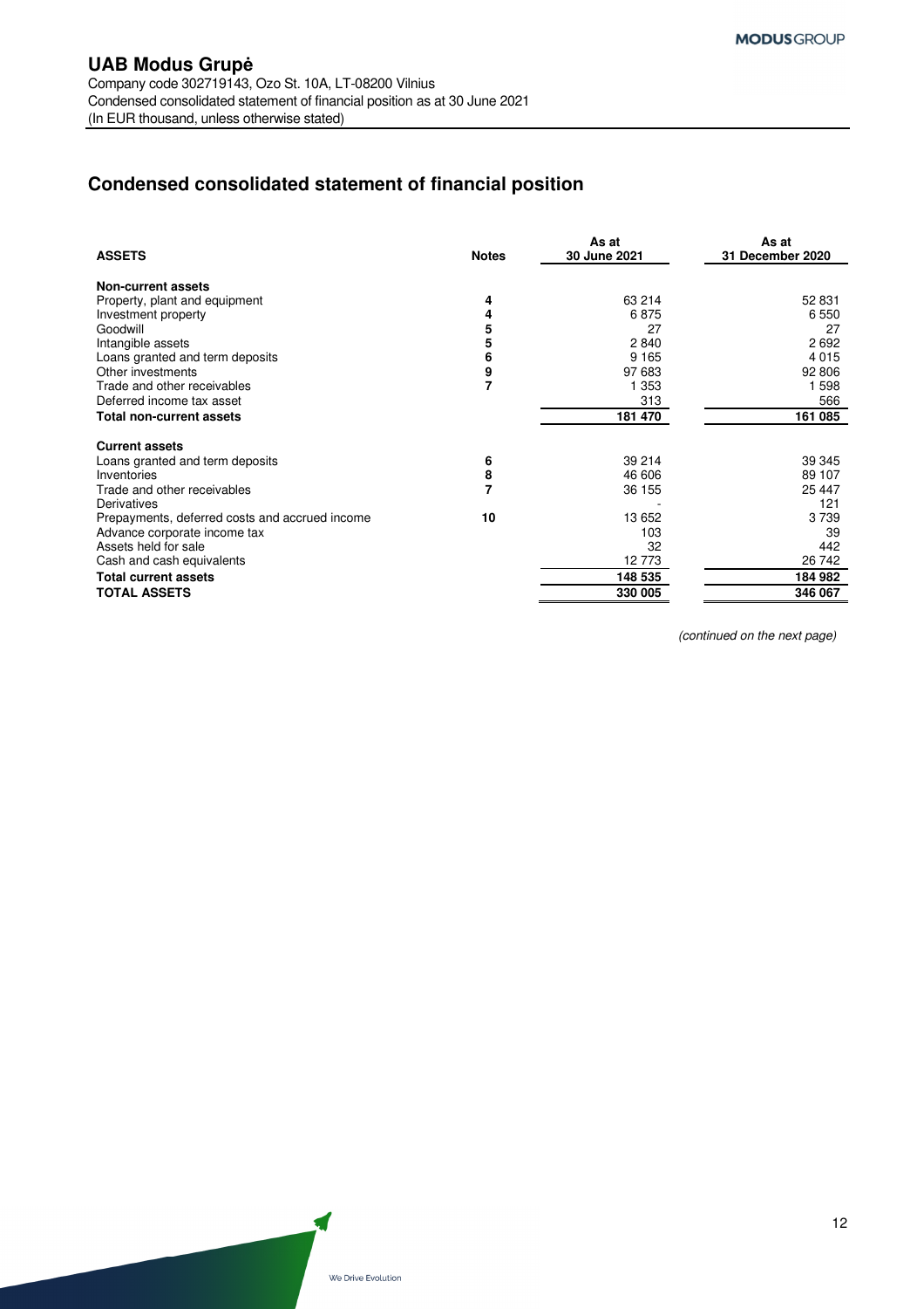# UAB Modus Grupė

Company code 302719143, Ozo St. 10A, LT-08200 Vilnius
Condensed consolidated statement of financial position as at 30 June 2021
(In EUR thousand, unless otherwise stated)

## Condensed consolidated statement of financial position

| ASSETS | Notes | As at 30 June 2021 | As at 31 December 2020 |
|---|---|---|---|
| **Non-current assets** | | | |
| Property, plant and equipment | **4** | 63 214 | 52 831 |
| Investment property | **4** | 6 875 | 6 550 |
| Goodwill | **5** | 27 | 27 |
| Intangible assets | **5** | 2 840 | 2 692 |
| Loans granted and term deposits | **6** | 9 165 | 4 015 |
| Other investments | **9** | 97 683 | 92 806 |
| Trade and other receivables | **7** | 1 353 | 1 598 |
| Deferred income tax asset | | 313 | 566 |
| **Total non-current assets** | | **181 470** | **161 085** |
| **Current assets** | | | |
| Loans granted and term deposits | **6** | 39 214 | 39 345 |
| Inventories | **8** | 46 606 | 89 107 |
| Trade and other receivables | **7** | 36 155 | 25 447 |
| Derivatives | | - | 121 |
| Prepayments, deferred costs and accrued income | **10** | 13 652 | 3 739 |
| Advance corporate income tax | | 103 | 39 |
| Assets held for sale | | 32 | 442 |
| Cash and cash equivalents | | 12 773 | 26 742 |
| **Total current assets** | | **148 535** | **184 982** |
| **TOTAL ASSETS** | | **330 005** | **346 067** |

*(continued on the next page)*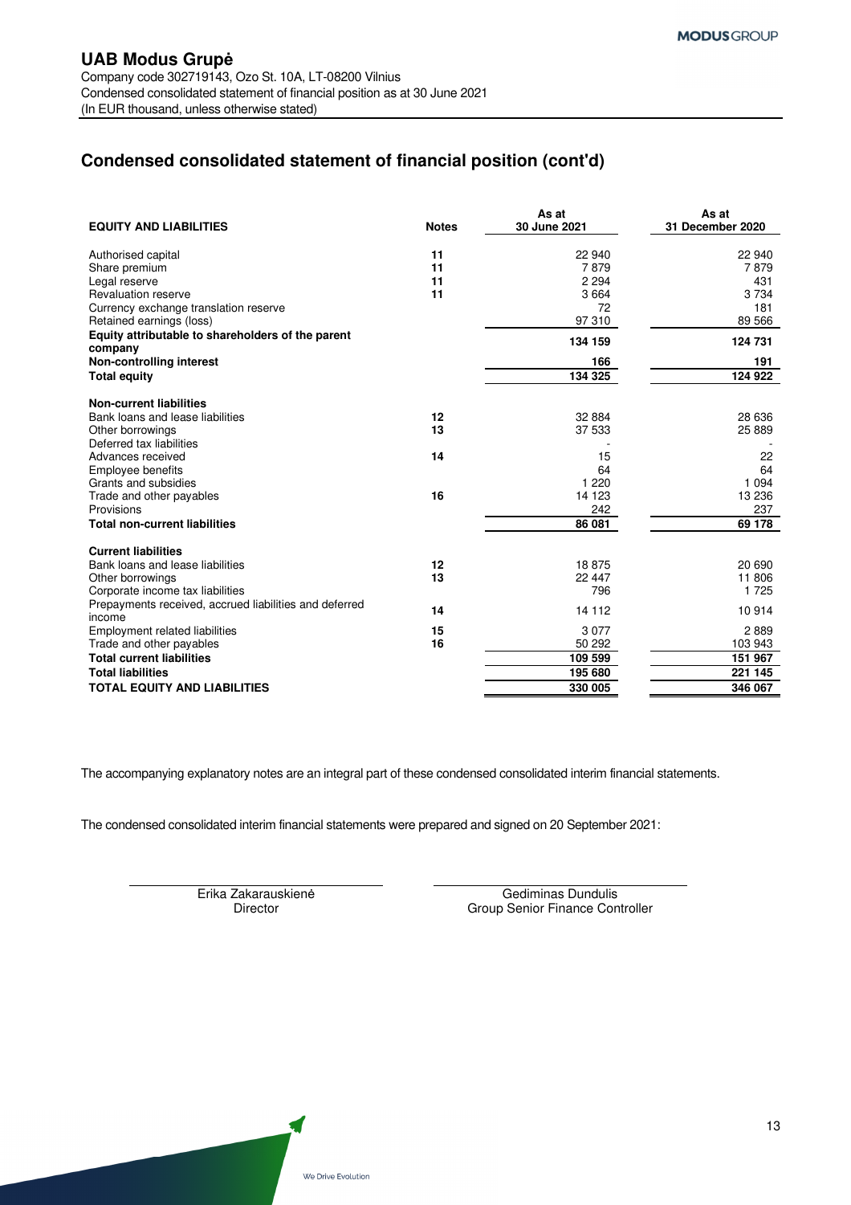# UAB Modus Grupė

Company code 302719143, Ozo St. 10A, LT-08200 Vilnius
Condensed consolidated statement of financial position as at 30 June 2021
(In EUR thousand, unless otherwise stated)

## Condensed consolidated statement of financial position (cont'd)

| EQUITY AND LIABILITIES | Notes | As at 30 June 2021 | As at 31 December 2020 |
|---|---|---|---|
| Authorised capital | 11 | 22 940 | 22 940 |
| Share premium | 11 | 7 879 | 7 879 |
| Legal reserve | 11 | 2 294 | 431 |
| Revaluation reserve | 11 | 3 664 | 3 734 |
| Currency exchange translation reserve | | 72 | 181 |
| Retained earnings (loss) | | 97 310 | 89 566 |
| **Equity attributable to shareholders of the parent company** | | **134 159** | **124 731** |
| **Non-controlling interest** | | **166** | **191** |
| **Total equity** | | **134 325** | **124 922** |
| **Non-current liabilities** | | | |
| Bank loans and lease liabilities | 12 | 32 884 | 28 636 |
| Other borrowings | 13 | 37 533 | 25 889 |
| Deferred tax liabilities | | - | - |
| Advances received | 14 | 15 | 22 |
| Employee benefits | | 64 | 64 |
| Grants and subsidies | | 1 220 | 1 094 |
| Trade and other payables | 16 | 14 123 | 13 236 |
| Provisions | | 242 | 237 |
| **Total non-current liabilities** | | **86 081** | **69 178** |
| **Current liabilities** | | | |
| Bank loans and lease liabilities | 12 | 18 875 | 20 690 |
| Other borrowings | 13 | 22 447 | 11 806 |
| Corporate income tax liabilities | | 796 | 1 725 |
| Prepayments received, accrued liabilities and deferred income | 14 | 14 112 | 10 914 |
| Employment related liabilities | 15 | 3 077 | 2 889 |
| Trade and other payables | 16 | 50 292 | 103 943 |
| **Total current liabilities** | | **109 599** | **151 967** |
| **Total liabilities** | | **195 680** | **221 145** |
| **TOTAL EQUITY AND LIABILITIES** | | **330 005** | **346 067** |

The accompanying explanatory notes are an integral part of these condensed consolidated interim financial statements.

The condensed consolidated interim financial statements were prepared and signed on 20 September 2021:

Erika Zakarauskienė
Director

Gediminas Dundulis
Group Senior Finance Controller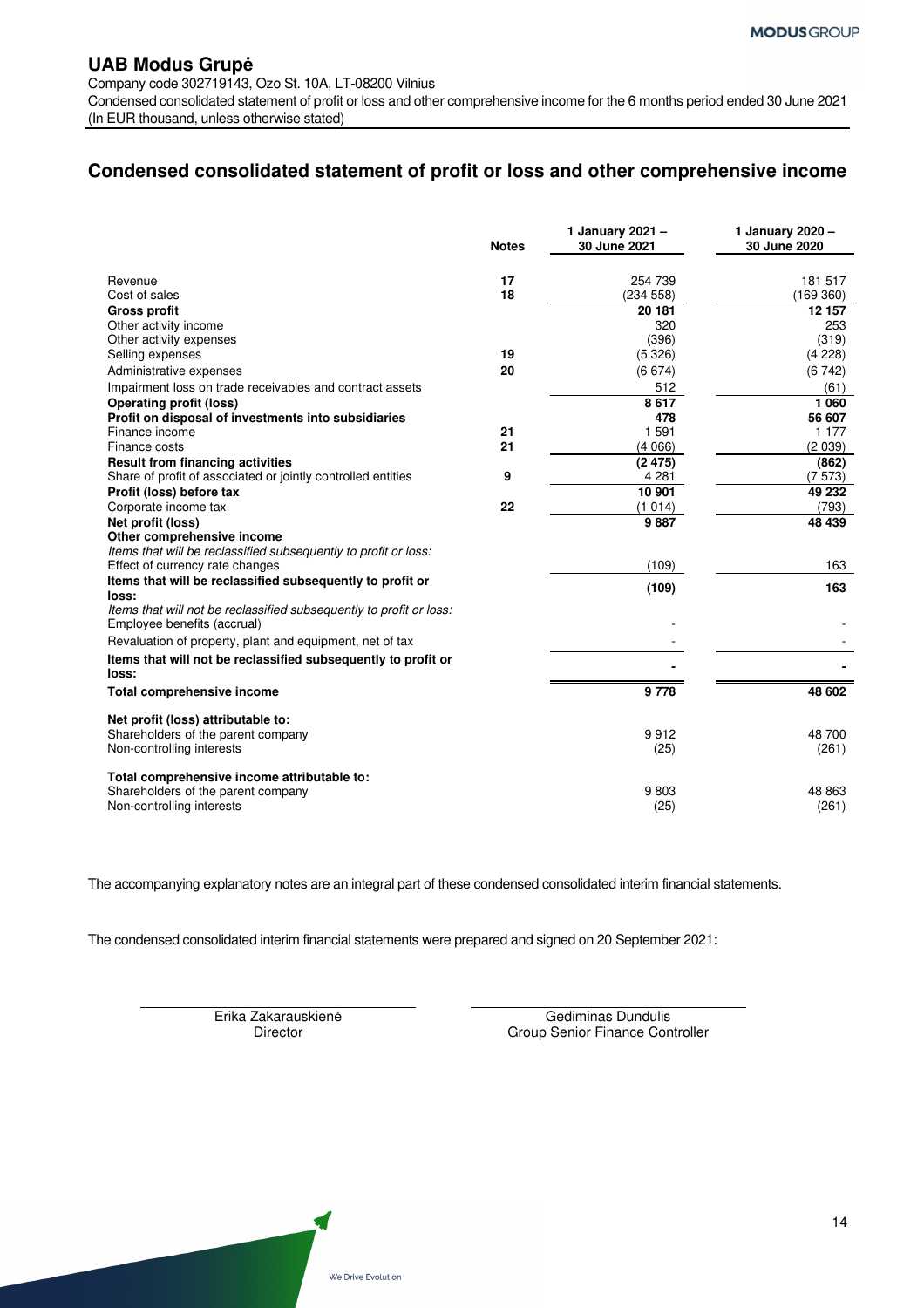## UAB Modus Grupė

Company code 302719143, Ozo St. 10A, LT-08200 Vilnius
Condensed consolidated statement of profit or loss and other comprehensive income for the 6 months period ended 30 June 2021
(In EUR thousand, unless otherwise stated)

# Condensed consolidated statement of profit or loss and other comprehensive income

| | Notes | 1 January 2021 – 30 June 2021 | 1 January 2020 – 30 June 2020 |
|---|---|---|---|
| Revenue | 17 | 254 739 | 181 517 |
| Cost of sales | 18 | (234 558) | (169 360) |
| **Gross profit** | | **20 181** | **12 157** |
| Other activity income | | 320 | 253 |
| Other activity expenses | | (396) | (319) |
| Selling expenses | 19 | (5 326) | (4 228) |
| Administrative expenses | 20 | (6 674) | (6 742) |
| Impairment loss on trade receivables and contract assets | | 512 | (61) |
| **Operating profit (loss)** | | **8 617** | **1 060** |
| **Profit on disposal of investments into subsidiaries** | | **478** | **56 607** |
| Finance income | 21 | 1 591 | 1 177 |
| Finance costs | 21 | (4 066) | (2 039) |
| **Result from financing activities** | | **(2 475)** | **(862)** |
| Share of profit of associated or jointly controlled entities | 9 | 4 281 | (7 573) |
| **Profit (loss) before tax** | | **10 901** | **49 232** |
| Corporate income tax | 22 | (1 014) | (793) |
| **Net profit (loss)** | | **9 887** | **48 439** |
| **Other comprehensive income** | | | |
| *Items that will be reclassified subsequently to profit or loss:* | | | |
| Effect of currency rate changes | | (109) | 163 |
| **Items that will be reclassified subsequently to profit or loss:** | | **(109)** | **163** |
| *Items that will not be reclassified subsequently to profit or loss:* | | | |
| Employee benefits (accrual) | | - | - |
| Revaluation of property, plant and equipment, net of tax | | - | - |
| **Items that will not be reclassified subsequently to profit or loss:** | | **-** | **-** |
| **Total comprehensive income** | | **9 778** | **48 602** |
| | | | |
| **Net profit (loss) attributable to:** | | | |
| Shareholders of the parent company | | 9 912 | 48 700 |
| Non-controlling interests | | (25) | (261) |
| | | | |
| **Total comprehensive income attributable to:** | | | |
| Shareholders of the parent company | | 9 803 | 48 863 |
| Non-controlling interests | | (25) | (261) |

The accompanying explanatory notes are an integral part of these condensed consolidated interim financial statements.

The condensed consolidated interim financial statements were prepared and signed on 20 September 2021:

| | |
|---|---|
| Erika Zakarauskienė | Gediminas Dundulis |
| Director | Group Senior Finance Controller |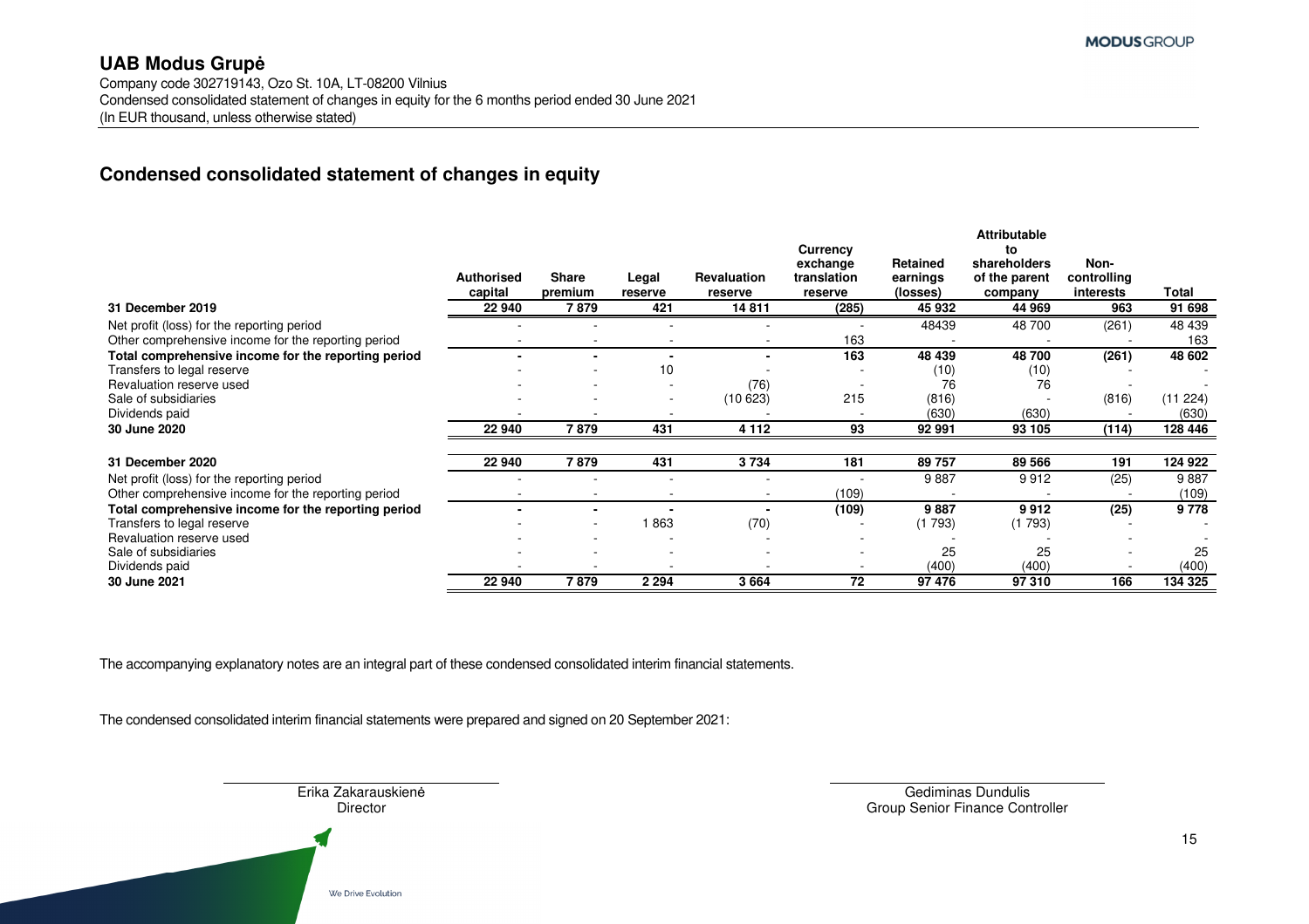**UAB Modus Grupė**

Company code 302719143, Ozo St. 10A, LT-08200 Vilnius
Condensed consolidated statement of changes in equity for the 6 months period ended 30 June 2021
(In EUR thousand, unless otherwise stated)

## Condensed consolidated statement of changes in equity

| | Authorised capital | Share premium | Legal reserve | Revaluation reserve | Currency exchange translation reserve | Retained earnings (losses) | Attributable to shareholders of the parent company | Non-controlling interests | Total |
|---|---|---|---|---|---|---|---|---|---|
| **31 December 2019** | **22 940** | **7 879** | **421** | **14 811** | **(285)** | **45 932** | **44 969** | **963** | **91 698** |
| Net profit (loss) for the reporting period | - | - | - | - | - | 48439 | 48 700 | (261) | 48 439 |
| Other comprehensive income for the reporting period | - | - | - | - | 163 | - | - | - | 163 |
| **Total comprehensive income for the reporting period** | **-** | **-** | **-** | **-** | **163** | **48 439** | **48 700** | **(261)** | **48 602** |
| Transfers to legal reserve | - | - | 10 | - | - | (10) | (10) | - | - |
| Revaluation reserve used | - | - | - | (76) | - | 76 | 76 | - | - |
| Sale of subsidiaries | - | - | - | (10 623) | 215 | (816) | - | (816) | (11 224) |
| Dividends paid | - | - | - | - | - | (630) | (630) | - | (630) |
| **30 June 2020** | **22 940** | **7 879** | **431** | **4 112** | **93** | **92 991** | **93 105** | **(114)** | **128 446** |
| | | | | | | | | | |
| **31 December 2020** | **22 940** | **7 879** | **431** | **3 734** | **181** | **89 757** | **89 566** | **191** | **124 922** |
| Net profit (loss) for the reporting period | - | - | - | - | - | 9 887 | 9 912 | (25) | 9 887 |
| Other comprehensive income for the reporting period | - | - | - | - | (109) | - | - | - | (109) |
| **Total comprehensive income for the reporting period** | **-** | **-** | **-** | **-** | **(109)** | **9 887** | **9 912** | **(25)** | **9 778** |
| Transfers to legal reserve | - | - | 1 863 | (70) | - | (1 793) | (1 793) | - | - |
| Revaluation reserve used | - | - | - | - | - | - | - | - | - |
| Sale of subsidiaries | - | - | - | - | - | 25 | 25 | - | 25 |
| Dividends paid | - | - | - | - | - | (400) | (400) | - | (400) |
| **30 June 2021** | **22 940** | **7 879** | **2 294** | **3 664** | **72** | **97 476** | **97 310** | **166** | **134 325** |

The accompanying explanatory notes are an integral part of these condensed consolidated interim financial statements.

The condensed consolidated interim financial statements were prepared and signed on 20 September 2021:

Erika Zakarauskienė
Director

Gediminas Dundulis
Group Senior Finance Controller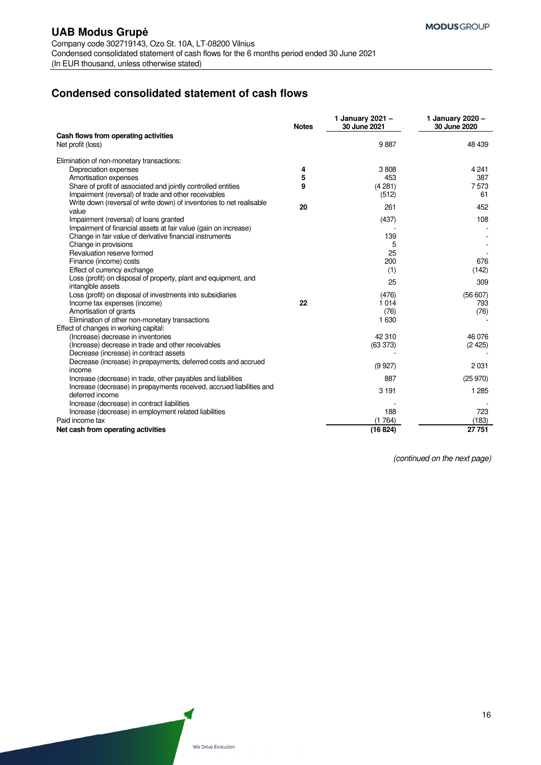## Condensed consolidated statement of cash flows

| | Notes | 1 January 2021 – 30 June 2021 | 1 January 2020 – 30 June 2020 |
|---|---|---|---|
| **Cash flows from operating activities** | | | |
| Net profit (loss) | | 9 887 | 48 439 |
| | | | |
| Elimination of non-monetary transactions: | | | |
| Depreciation expenses | **4** | 3 808 | 4 241 |
| Amortisation expenses | **5** | 453 | 387 |
| Share of profit of associated and jointly controlled entities | **9** | (4 281) | 7 573 |
| Impairment (reversal) of trade and other receivables | | (512) | 61 |
| Write down (reversal of write down) of inventories to net realisable value | **20** | 261 | 452 |
| Impairment (reversal) of loans granted | | (437) | 108 |
| Impairment of financial assets at fair value (gain on increase) | | - | - |
| Change in fair value of derivative financial instruments | | 139 | - |
| Change in provisions | | 5 | - |
| Revaluation reserve formed | | 25 | - |
| Finance (income) costs | | 200 | 676 |
| Effect of currency exchange | | (1) | (142) |
| Loss (profit) on disposal of property, plant and equipment, and intangible assets | | 25 | 309 |
| Loss (profit) on disposal of investments into subsidiaries | | (476) | (56 607) |
| Income tax expenses (income) | **22** | 1 014 | 793 |
| Amortisation of grants | | (76) | (76) |
| Elimination of other non-monetary transactions | | 1 630 | - |
| Effect of changes in working capital: | | | |
| (Increase) decrease in inventories | | 42 310 | 46 076 |
| (Increase) decrease in trade and other receivables | | (63 373) | (2 425) |
| Decrease (increase) in contract assets | | - | - |
| Decrease (increase) in prepayments, deferred costs and accrued income | | (9 927) | 2 031 |
| Increase (decrease) in trade, other payables and liabilities | | 887 | (25 970) |
| Increase (decrease) in prepayments received, accrued liabilities and deferred income | | 3 191 | 1 285 |
| Increase (decrease) in contract liabilities | | - | - |
| Increase (decrease) in employment related liabilities | | 188 | 723 |
| Paid income tax | | (1 764) | (183) |
| **Net cash from operating activities** | | **(16 824)** | **27 751** |

*(continued on the next page)*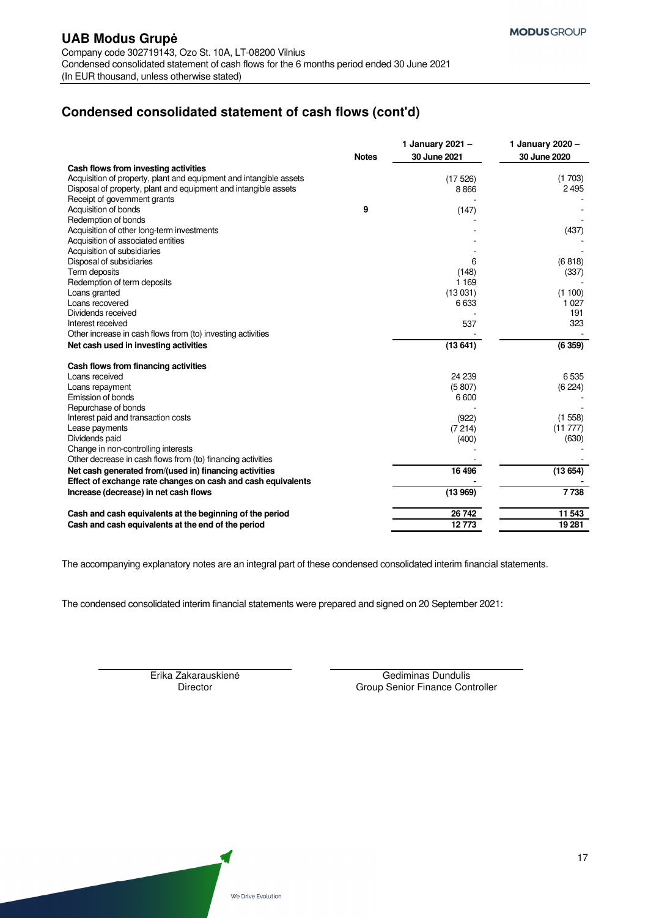## Condensed consolidated statement of cash flows (cont'd)

| | Notes | 1 January 2021 – 30 June 2021 | 1 January 2020 – 30 June 2020 |
|---|---|---|---|
| **Cash flows from investing activities** | | | |
| Acquisition of property, plant and equipment and intangible assets | | (17 526) | (1 703) |
| Disposal of property, plant and equipment and intangible assets | | 8 866 | 2 495 |
| Receipt of government grants | | - | - |
| Acquisition of bonds | 9 | (147) | - |
| Redemption of bonds | | - | - |
| Acquisition of other long-term investments | | - | (437) |
| Acquisition of associated entities | | - | - |
| Acquisition of subsidiaries | | - | - |
| Disposal of subsidiaries | | 6 | (6 818) |
| Term deposits | | (148) | (337) |
| Redemption of term deposits | | 1 169 | - |
| Loans granted | | (13 031) | (1 100) |
| Loans recovered | | 6 633 | 1 027 |
| Dividends received | | - | 191 |
| Interest received | | 537 | 323 |
| Other increase in cash flows from (to) investing activities | | - | - |
| **Net cash used in investing activities** | | **(13 641)** | **(6 359)** |
| **Cash flows from financing activities** | | | |
| Loans received | | 24 239 | 6 535 |
| Loans repayment | | (5 807) | (6 224) |
| Emission of bonds | | 6 600 | - |
| Repurchase of bonds | | - | - |
| Interest paid and transaction costs | | (922) | (1 558) |
| Lease payments | | (7 214) | (11 777) |
| Dividends paid | | (400) | (630) |
| Change in non-controlling interests | | - | - |
| Other decrease in cash flows from (to) financing activities | | - | - |
| **Net cash generated from/(used in) financing activities** | | **16 496** | **(13 654)** |
| **Effect of exchange rate changes on cash and cash equivalents** | | **-** | **-** |
| **Increase (decrease) in net cash flows** | | **(13 969)** | **7 738** |
| **Cash and cash equivalents at the beginning of the period** | | **26 742** | **11 543** |
| **Cash and cash equivalents at the end of the period** | | **12 773** | **19 281** |

The accompanying explanatory notes are an integral part of these condensed consolidated interim financial statements.

The condensed consolidated interim financial statements were prepared and signed on 20 September 2021:

| | |
|---|---|
| Erika Zakarauskienė | Gediminas Dundulis |
| Director | Group Senior Finance Controller |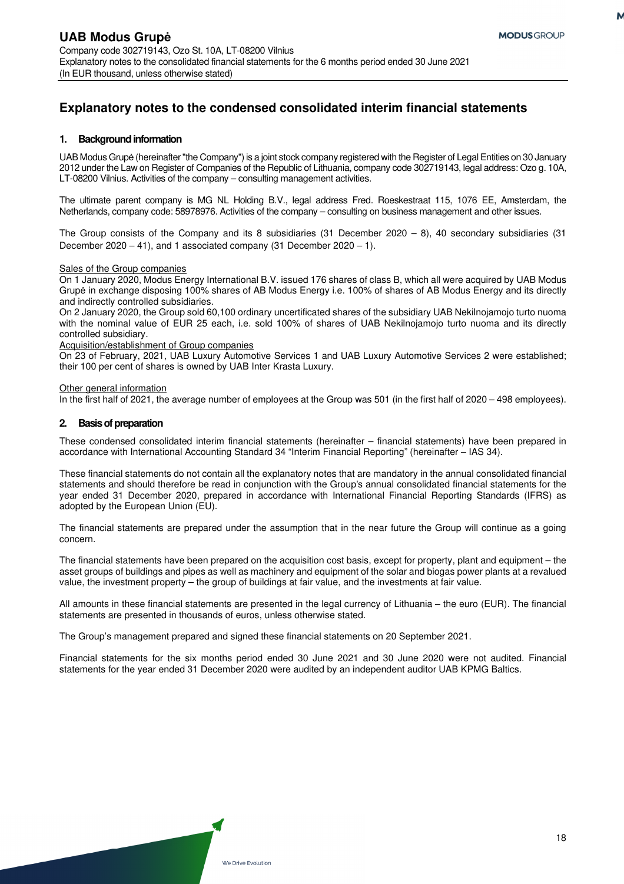# Explanatory notes to the condensed consolidated interim financial statements

## 1. Background information

UAB Modus Grupė (hereinafter "the Company") is a joint stock company registered with the Register of Legal Entities on 30 January 2012 under the Law on Register of Companies of the Republic of Lithuania, company code 302719143, legal address: Ozo g. 10A, LT-08200 Vilnius. Activities of the company – consulting management activities.

The ultimate parent company is MG NL Holding B.V., legal address Fred. Roeskestraat 115, 1076 EE, Amsterdam, the Netherlands, company code: 58978976. Activities of the company – consulting on business management and other issues.

The Group consists of the Company and its 8 subsidiaries (31 December 2020 – 8), 40 secondary subsidiaries (31 December 2020 – 41), and 1 associated company (31 December 2020 – 1).

Sales of the Group companies

On 1 January 2020, Modus Energy International B.V. issued 176 shares of class B, which all were acquired by UAB Modus Grupė in exchange disposing 100% shares of AB Modus Energy i.e. 100% of shares of AB Modus Energy and its directly and indirectly controlled subsidiaries.

On 2 January 2020, the Group sold 60,100 ordinary uncertificated shares of the subsidiary UAB Nekilnojamojo turto nuoma with the nominal value of EUR 25 each, i.e. sold 100% of shares of UAB Nekilnojamojo turto nuoma and its directly controlled subsidiary.

Acquisition/establishment of Group companies

On 23 of February, 2021, UAB Luxury Automotive Services 1 and UAB Luxury Automotive Services 2 were established; their 100 per cent of shares is owned by UAB Inter Krasta Luxury.

Other general information

In the first half of 2021, the average number of employees at the Group was 501 (in the first half of 2020 – 498 employees).

## 2. Basis of preparation

These condensed consolidated interim financial statements (hereinafter – financial statements) have been prepared in accordance with International Accounting Standard 34 "Interim Financial Reporting" (hereinafter – IAS 34).

These financial statements do not contain all the explanatory notes that are mandatory in the annual consolidated financial statements and should therefore be read in conjunction with the Group's annual consolidated financial statements for the year ended 31 December 2020, prepared in accordance with International Financial Reporting Standards (IFRS) as adopted by the European Union (EU).

The financial statements are prepared under the assumption that in the near future the Group will continue as a going concern.

The financial statements have been prepared on the acquisition cost basis, except for property, plant and equipment – the asset groups of buildings and pipes as well as machinery and equipment of the solar and biogas power plants at a revalued value, the investment property – the group of buildings at fair value, and the investments at fair value.

All amounts in these financial statements are presented in the legal currency of Lithuania – the euro (EUR). The financial statements are presented in thousands of euros, unless otherwise stated.

The Group's management prepared and signed these financial statements on 20 September 2021.

Financial statements for the six months period ended 30 June 2021 and 30 June 2020 were not audited. Financial statements for the year ended 31 December 2020 were audited by an independent auditor UAB KPMG Baltics.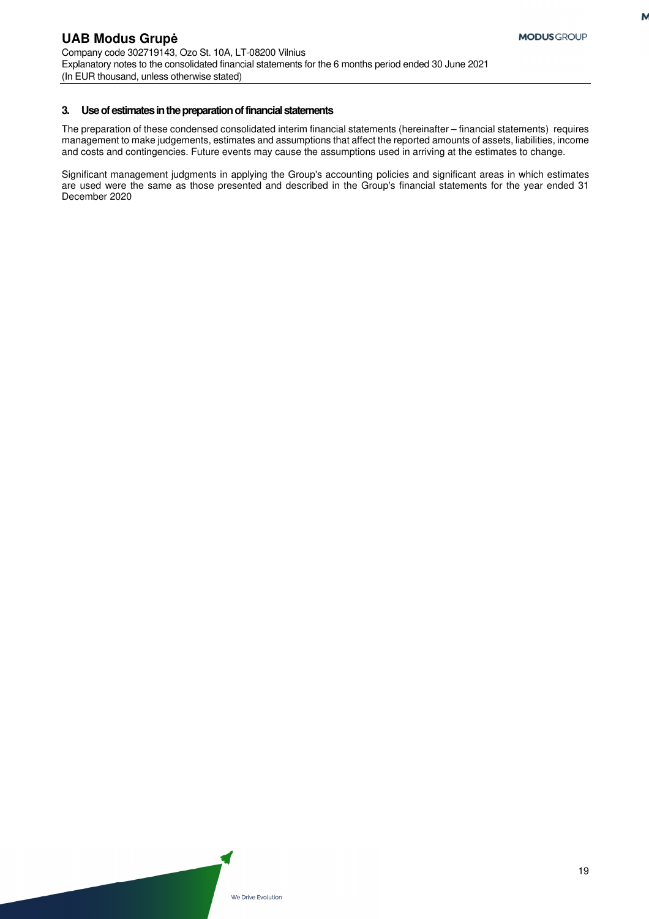## 3. Use of estimates in the preparation of financial statements

The preparation of these condensed consolidated interim financial statements (hereinafter – financial statements) requires management to make judgements, estimates and assumptions that affect the reported amounts of assets, liabilities, income and costs and contingencies. Future events may cause the assumptions used in arriving at the estimates to change.

Significant management judgments in applying the Group's accounting policies and significant areas in which estimates are used were the same as those presented and described in the Group's financial statements for the year ended 31 December 2020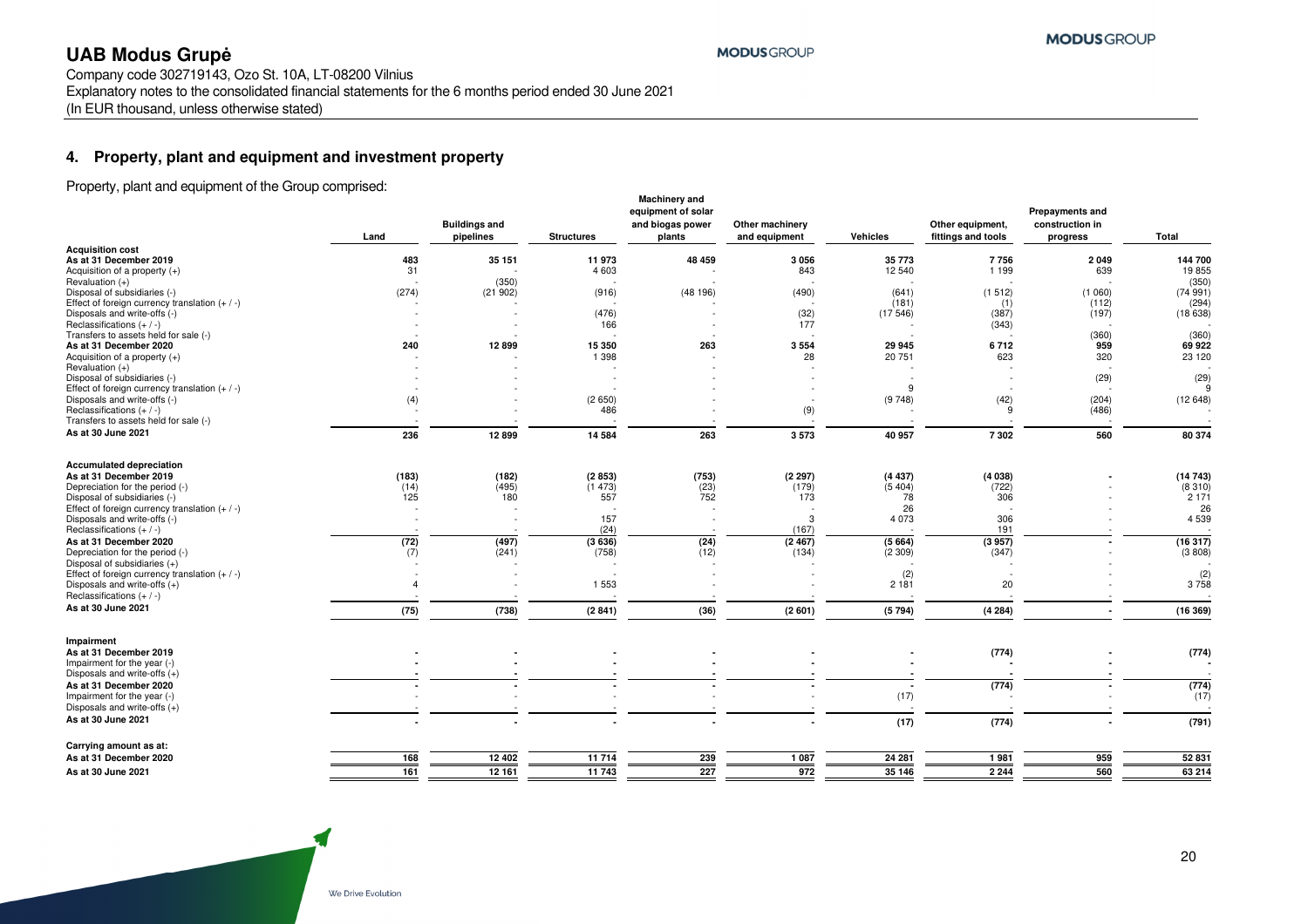# UAB Modus Grupė

Company code 302719143, Ozo St. 10A, LT-08200 Vilnius
Explanatory notes to the consolidated financial statements for the 6 months period ended 30 June 2021
(In EUR thousand, unless otherwise stated)

## 4. Property, plant and equipment and investment property

Property, plant and equipment of the Group comprised:

| | Land | Buildings and pipelines | Structures | Machinery and equipment of solar and biogas power plants | Other machinery and equipment | Vehicles | Other equipment, fittings and tools | Prepayments and construction in progress | Total |
|---|---|---|---|---|---|---|---|---|---|
| **Acquisition cost** | | | | | | | | | |
| **As at 31 December 2019** | **483** | **35 151** | **11 973** | **48 459** | **3 056** | **35 773** | **7 756** | **2 049** | **144 700** |
| Acquisition of a property (+) | 31 | - | 4 603 | - | 843 | 12 540 | 1 199 | 639 | 19 855 |
| Revaluation (+) | - | (350) | - | - | - | - | - | - | (350) |
| Disposal of subsidiaries (-) | (274) | (21 902) | (916) | (48 196) | (490) | (641) | (1 512) | (1 060) | (74 991) |
| Effect of foreign currency translation (+ / -) | - | - | - | - | - | (181) | (1) | (112) | (294) |
| Disposals and write-offs (-) | - | - | (476) | - | (32) | (17 546) | (387) | (197) | (18 638) |
| Reclassifications (+ / -) | - | - | 166 | - | 177 | - | (343) | - | - |
| Transfers to assets held for sale (-) | - | - | - | - | - | - | - | (360) | (360) |
| **As at 31 December 2020** | **240** | **12 899** | **15 350** | **263** | **3 554** | **29 945** | **6 712** | **959** | **69 922** |
| Acquisition of a property (+) | - | - | 1 398 | - | 28 | 20 751 | 623 | 320 | 23 120 |
| Revaluation (+) | - | - | - | - | - | - | - | - | - |
| Disposal of subsidiaries (-) | - | - | - | - | - | - | - | (29) | (29) |
| Effect of foreign currency translation (+ / -) | - | - | - | - | - | 9 | - | - | 9 |
| Disposals and write-offs (-) | (4) | - | (2 650) | - | - | (9 748) | (42) | (204) | (12 648) |
| Reclassifications (+ / -) | - | - | 486 | - | (9) | - | 9 | (486) | - |
| Transfers to assets held for sale (-) | - | - | - | - | - | - | - | - | - |
| **As at 30 June 2021** | **236** | **12 899** | **14 584** | **263** | **3 573** | **40 957** | **7 302** | **560** | **80 374** |
| | | | | | | | | | |
| **Accumulated depreciation** | | | | | | | | | |
| **As at 31 December 2019** | **(183)** | **(182)** | **(2 853)** | **(753)** | **(2 297)** | **(4 437)** | **(4 038)** | **-** | **(14 743)** |
| Depreciation for the period (-) | (14) | (495) | (1 473) | (23) | (179) | (5 404) | (722) | - | (8 310) |
| Disposal of subsidiaries (-) | 125 | 180 | 557 | 752 | 173 | 78 | 306 | - | 2 171 |
| Effect of foreign currency translation (+ / -) | - | - | - | - | - | 26 | - | - | 26 |
| Disposals and write-offs (-) | - | - | 157 | - | 3 | 4 073 | 306 | - | 4 539 |
| Reclassifications (+ / -) | - | - | (24) | - | (167) | - | 191 | - | - |
| **As at 31 December 2020** | **(72)** | **(497)** | **(3 636)** | **(24)** | **(2 467)** | **(5 664)** | **(3 957)** | **-** | **(16 317)** |
| Depreciation for the period (-) | (7) | (241) | (758) | (12) | (134) | (2 309) | (347) | - | (3 808) |
| Disposal of subsidiaries (+) | - | - | - | - | - | - | - | - | - |
| Effect of foreign currency translation (+ / -) | - | - | - | - | - | (2) | - | - | (2) |
| Disposals and write-offs (+) | 4 | - | 1 553 | - | - | 2 181 | 20 | - | 3 758 |
| Reclassifications (+ / -) | - | - | - | - | - | - | - | - | - |
| **As at 30 June 2021** | **(75)** | **(738)** | **(2 841)** | **(36)** | **(2 601)** | **(5 794)** | **(4 284)** | **-** | **(16 369)** |
| | | | | | | | | | |
| **Impairment** | | | | | | | | | |
| **As at 31 December 2019** | **-** | **-** | **-** | **-** | **-** | **-** | **(774)** | **-** | **(774)** |
| Impairment for the year (-) | - | - | - | - | - | - | - | - | - |
| Disposals and write-offs (+) | - | - | - | - | - | - | - | - | - |
| **As at 31 December 2020** | **-** | **-** | **-** | **-** | **-** | **-** | **(774)** | **-** | **(774)** |
| Impairment for the year (-) | - | - | - | - | - | (17) | - | - | (17) |
| Disposals and write-offs (+) | - | - | - | - | - | - | - | - | - |
| **As at 30 June 2021** | **-** | **-** | **-** | **-** | **-** | **(17)** | **(774)** | **-** | **(791)** |
| | | | | | | | | | |
| **Carrying amount as at:** | | | | | | | | | |
| **As at 31 December 2020** | **168** | **12 402** | **11 714** | **239** | **1 087** | **24 281** | **1 981** | **959** | **52 831** |
| **As at 30 June 2021** | **161** | **12 161** | **11 743** | **227** | **972** | **35 146** | **2 244** | **560** | **63 214** |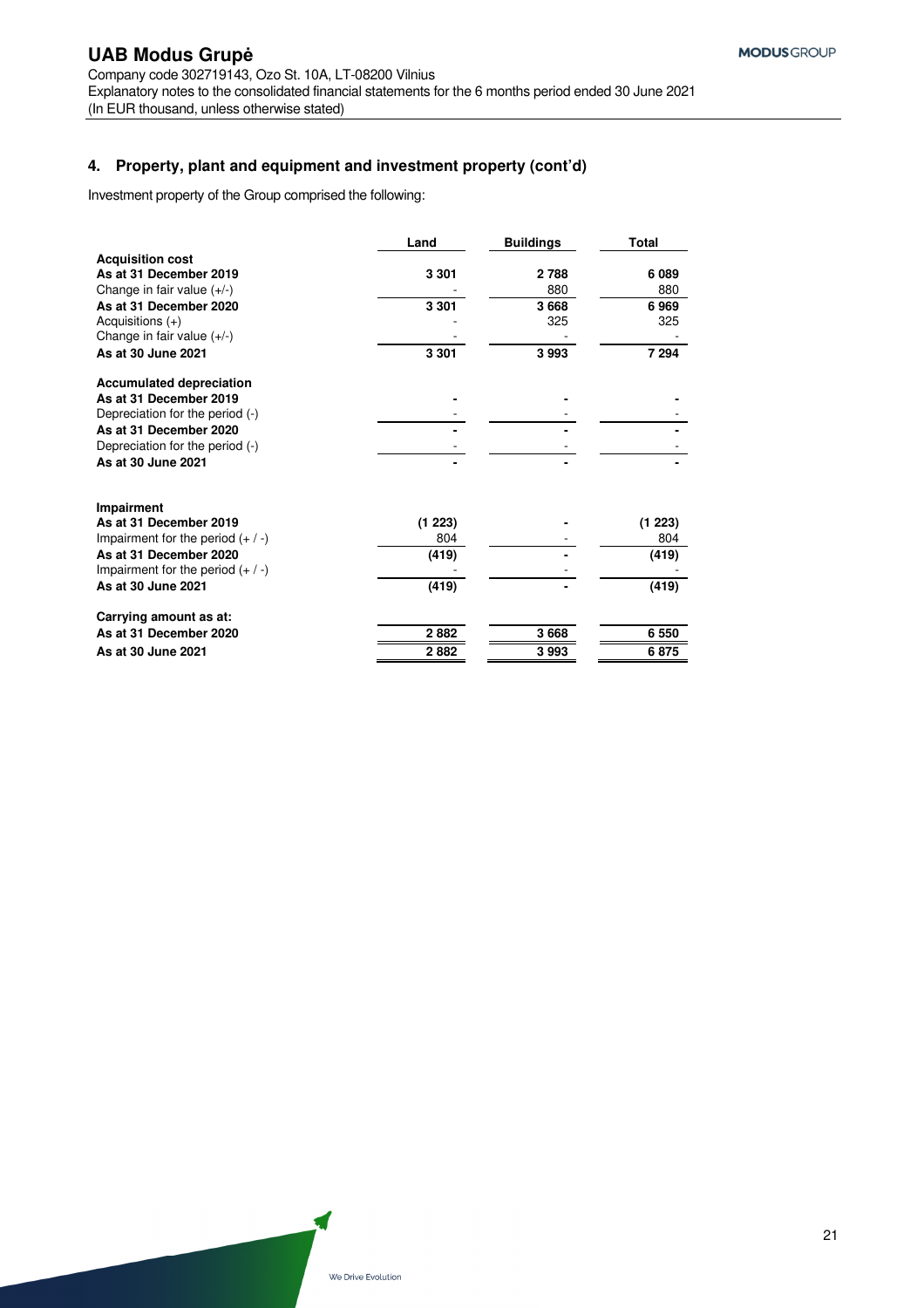## 4. Property, plant and equipment and investment property (cont'd)

Investment property of the Group comprised the following:

| | Land | Buildings | Total |
|---|---|---|---|
| **Acquisition cost** | | | |
| **As at 31 December 2019** | **3 301** | **2 788** | **6 089** |
| Change in fair value (+/-) | - | 880 | 880 |
| **As at 31 December 2020** | **3 301** | **3 668** | **6 969** |
| Acquisitions (+) | - | 325 | 325 |
| Change in fair value (+/-) | - | - | - |
| **As at 30 June 2021** | **3 301** | **3 993** | **7 294** |
| **Accumulated depreciation** | | | |
| **As at 31 December 2019** | **-** | **-** | **-** |
| Depreciation for the period (-) | - | - | - |
| **As at 31 December 2020** | **-** | **-** | **-** |
| Depreciation for the period (-) | - | - | - |
| **As at 30 June 2021** | **-** | **-** | **-** |
| **Impairment** | | | |
| **As at 31 December 2019** | **(1 223)** | **-** | **(1 223)** |
| Impairment for the period (+ / -) | 804 | - | 804 |
| **As at 31 December 2020** | **(419)** | **-** | **(419)** |
| Impairment for the period (+ / -) | - | - | - |
| **As at 30 June 2021** | **(419)** | **-** | **(419)** |
| **Carrying amount as at:** | | | |
| **As at 31 December 2020** | **2 882** | **3 668** | **6 550** |
| **As at 30 June 2021** | **2 882** | **3 993** | **6 875** |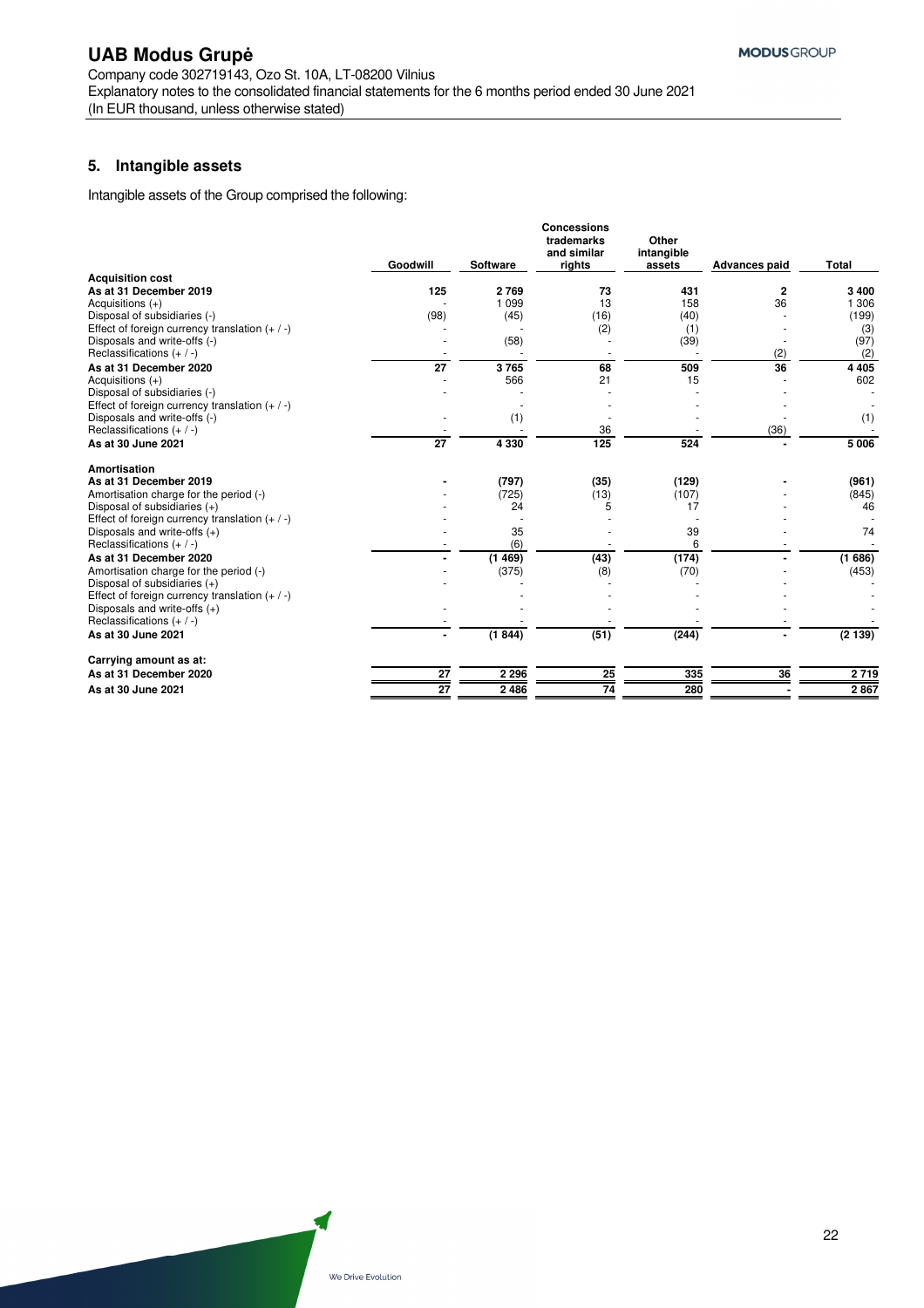## 5. Intangible assets

Intangible assets of the Group comprised the following:

| | Goodwill | Software | Concessions trademarks and similar rights | Other intangible assets | Advances paid | Total |
|---|---|---|---|---|---|---|
| **Acquisition cost** | | | | | | |
| **As at 31 December 2019** | **125** | **2 769** | **73** | **431** | **2** | **3 400** |
| Acquisitions (+) | - | 1 099 | 13 | 158 | 36 | 1 306 |
| Disposal of subsidiaries (-) | (98) | (45) | (16) | (40) | - | (199) |
| Effect of foreign currency translation (+ / -) | - | - | (2) | (1) | - | (3) |
| Disposals and write-offs (-) | - | (58) | - | (39) | - | (97) |
| Reclassifications (+ / -) | - | - | - | - | (2) | (2) |
| **As at 31 December 2020** | **27** | **3 765** | **68** | **509** | **36** | **4 405** |
| Acquisitions (+) | - | 566 | 21 | 15 | - | 602 |
| Disposal of subsidiaries (-) | - | - | - | - | - | - |
| Effect of foreign currency translation (+ / -) | - | - | - | - | - | - |
| Disposals and write-offs (-) | - | (1) | - | - | - | (1) |
| Reclassifications (+ / -) | - | - | 36 | - | (36) | - |
| **As at 30 June 2021** | **27** | **4 330** | **125** | **524** | **-** | **5 006** |
| **Amortisation** | | | | | | |
| **As at 31 December 2019** | **-** | **(797)** | **(35)** | **(129)** | **-** | **(961)** |
| Amortisation charge for the period (-) | - | (725) | (13) | (107) | - | (845) |
| Disposal of subsidiaries (+) | - | 24 | 5 | 17 | - | 46 |
| Effect of foreign currency translation (+ / -) | - | - | - | - | - | - |
| Disposals and write-offs (+) | - | 35 | - | 39 | - | 74 |
| Reclassifications (+ / -) | - | (6) | - | 6 | - | - |
| **As at 31 December 2020** | **-** | **(1 469)** | **(43)** | **(174)** | **-** | **(1 686)** |
| Amortisation charge for the period (-) | - | (375) | (8) | (70) | - | (453) |
| Disposal of subsidiaries (+) | - | - | - | - | - | - |
| Effect of foreign currency translation (+ / -) | - | - | - | - | - | - |
| Disposals and write-offs (+) | - | - | - | - | - | - |
| Reclassifications (+ / -) | - | - | - | - | - | - |
| **As at 30 June 2021** | **-** | **(1 844)** | **(51)** | **(244)** | **-** | **(2 139)** |
| **Carrying amount as at:** | | | | | | |
| **As at 31 December 2020** | **27** | **2 296** | **25** | **335** | **36** | **2 719** |
| **As at 30 June 2021** | **27** | **2 486** | **74** | **280** | **-** | **2 867** |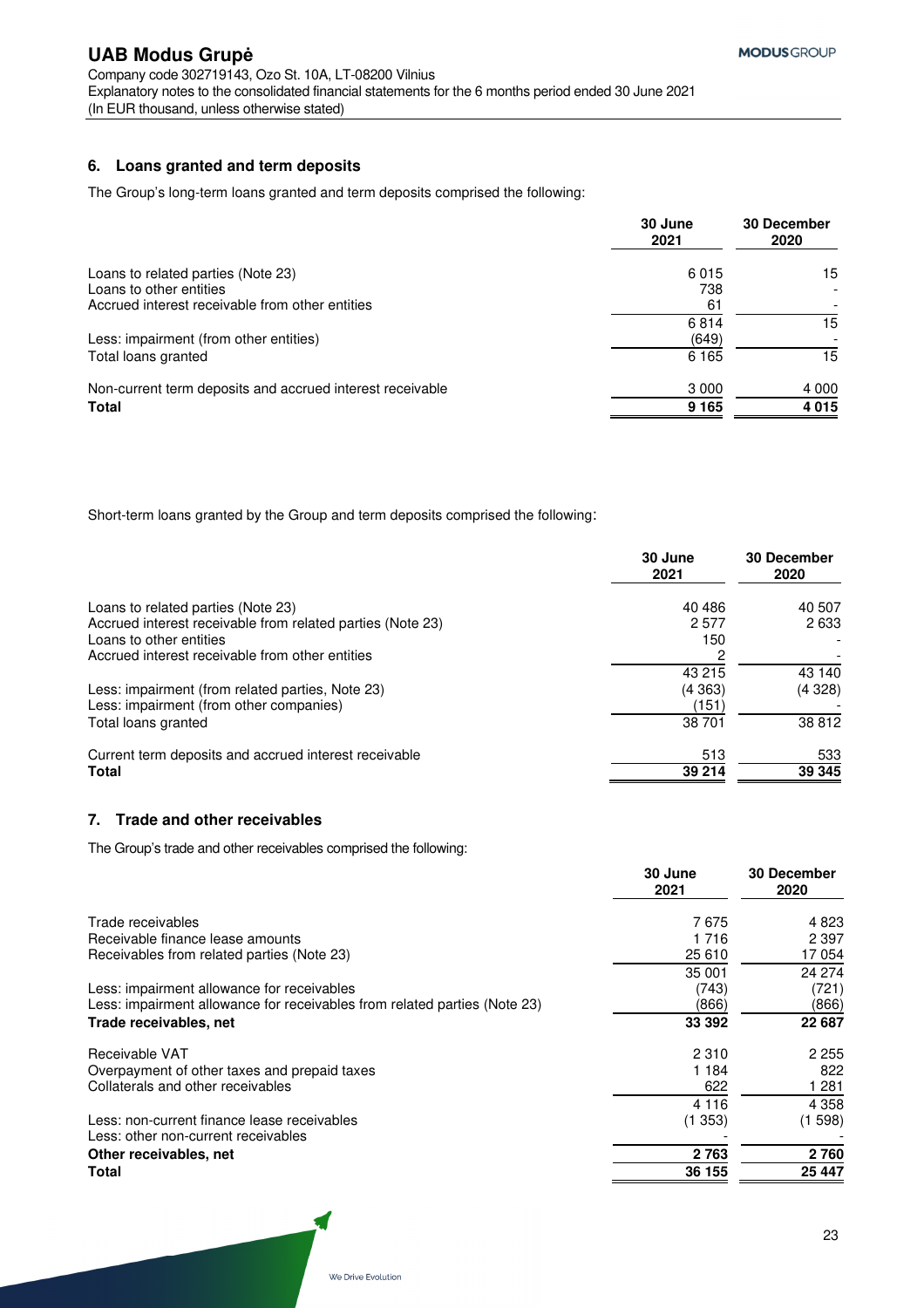## 6. Loans granted and term deposits

The Group's long-term loans granted and term deposits comprised the following:

| | 30 June 2021 | 30 December 2020 |
|---|---|---|
| Loans to related parties (Note 23) | 6 015 | 15 |
| Loans to other entities | 738 | - |
| Accrued interest receivable from other entities | 61 | - |
| | 6 814 | 15 |
| Less: impairment (from other entities) | (649) | - |
| Total loans granted | 6 165 | 15 |
| Non-current term deposits and accrued interest receivable | 3 000 | 4 000 |
| **Total** | **9 165** | **4 015** |

Short-term loans granted by the Group and term deposits comprised the following:

| | 30 June 2021 | 30 December 2020 |
|---|---|---|
| Loans to related parties (Note 23) | 40 486 | 40 507 |
| Accrued interest receivable from related parties (Note 23) | 2 577 | 2 633 |
| Loans to other entities | 150 | - |
| Accrued interest receivable from other entities | 2 | - |
| | 43 215 | 43 140 |
| Less: impairment (from related parties, Note 23) | (4 363) | (4 328) |
| Less: impairment (from other companies) | (151) | - |
| Total loans granted | 38 701 | 38 812 |
| Current term deposits and accrued interest receivable | 513 | 533 |
| **Total** | **39 214** | **39 345** |

## 7. Trade and other receivables

The Group's trade and other receivables comprised the following:

| | 30 June 2021 | 30 December 2020 |
|---|---|---|
| Trade receivables | 7 675 | 4 823 |
| Receivable finance lease amounts | 1 716 | 2 397 |
| Receivables from related parties (Note 23) | 25 610 | 17 054 |
| | 35 001 | 24 274 |
| Less: impairment allowance for receivables | (743) | (721) |
| Less: impairment allowance for receivables from related parties (Note 23) | (866) | (866) |
| **Trade receivables, net** | **33 392** | **22 687** |
| Receivable VAT | 2 310 | 2 255 |
| Overpayment of other taxes and prepaid taxes | 1 184 | 822 |
| Collaterals and other receivables | 622 | 1 281 |
| | 4 116 | 4 358 |
| Less: non-current finance lease receivables | (1 353) | (1 598) |
| Less: other non-current receivables | - | - |
| **Other receivables, net** | **2 763** | **2 760** |
| **Total** | **36 155** | **25 447** |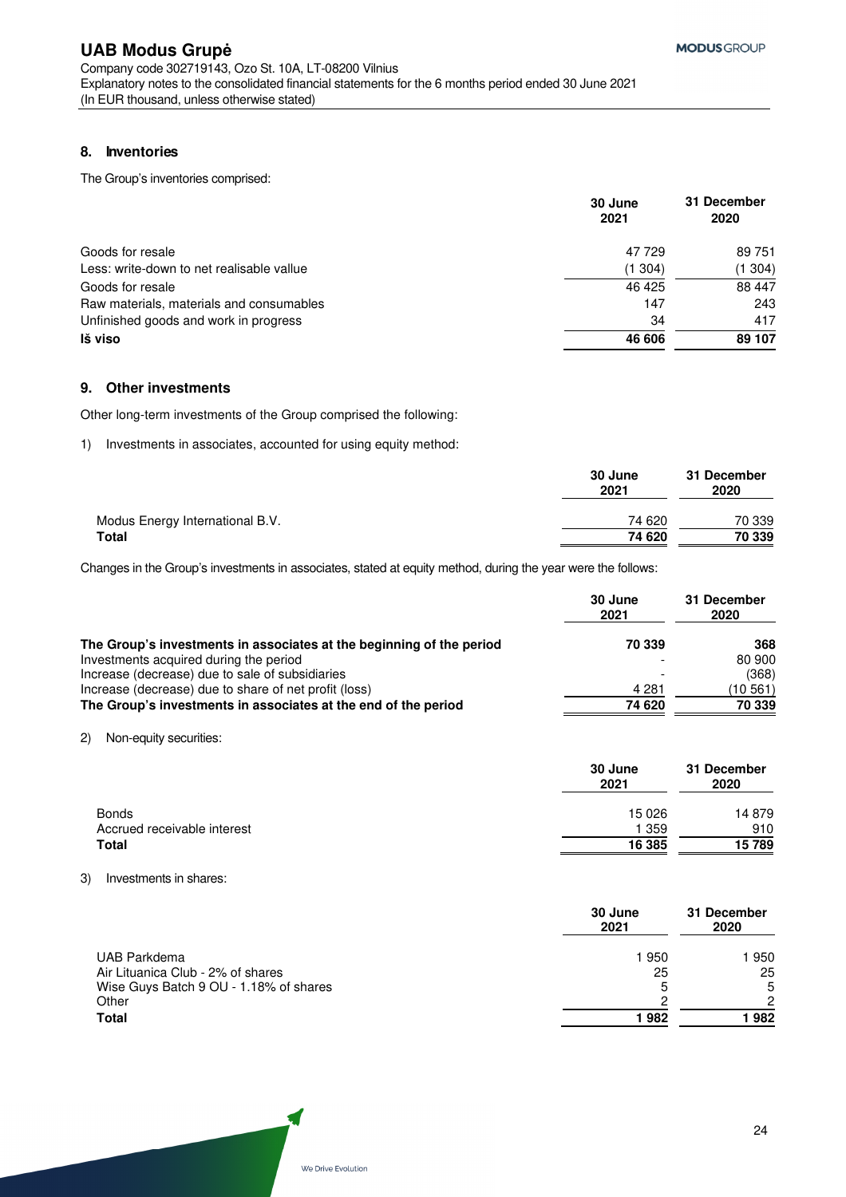## 8. Inventories

The Group's inventories comprised:

| | 30 June 2021 | 31 December 2020 |
|---|---|---|
| Goods for resale | 47 729 | 89 751 |
| Less: write-down to net realisable value | (1 304) | (1 304) |
| Goods for resale | 46 425 | 88 447 |
| Raw materials, materials and consumables | 147 | 243 |
| Unfinished goods and work in progress | 34 | 417 |
| **Iš viso** | **46 606** | **89 107** |

## 9. Other investments

Other long-term investments of the Group comprised the following:

1) Investments in associates, accounted for using equity method:

| | 30 June 2021 | 31 December 2020 |
|---|---|---|
| Modus Energy International B.V. | 74 620 | 70 339 |
| **Total** | **74 620** | **70 339** |

Changes in the Group's investments in associates, stated at equity method, during the year were the follows:

| | 30 June 2021 | 31 December 2020 |
|---|---|---|
| **The Group's investments in associates at the beginning of the period** | **70 339** | **368** |
| Investments acquired during the period | - | 80 900 |
| Increase (decrease) due to sale of subsidiaries | - | (368) |
| Increase (decrease) due to share of net profit (loss) | 4 281 | (10 561) |
| **The Group's investments in associates at the end of the period** | **74 620** | **70 339** |

2) Non-equity securities:

| | 30 June 2021 | 31 December 2020 |
|---|---|---|
| Bonds | 15 026 | 14 879 |
| Accrued receivable interest | 1 359 | 910 |
| **Total** | **16 385** | **15 789** |

3) Investments in shares:

| | 30 June 2021 | 31 December 2020 |
|---|---|---|
| UAB Parkdema | 1 950 | 1 950 |
| Air Lituanica Club - 2% of shares | 25 | 25 |
| Wise Guys Batch 9 OU - 1.18% of shares | 5 | 5 |
| Other | 2 | 2 |
| **Total** | **1 982** | **1 982** |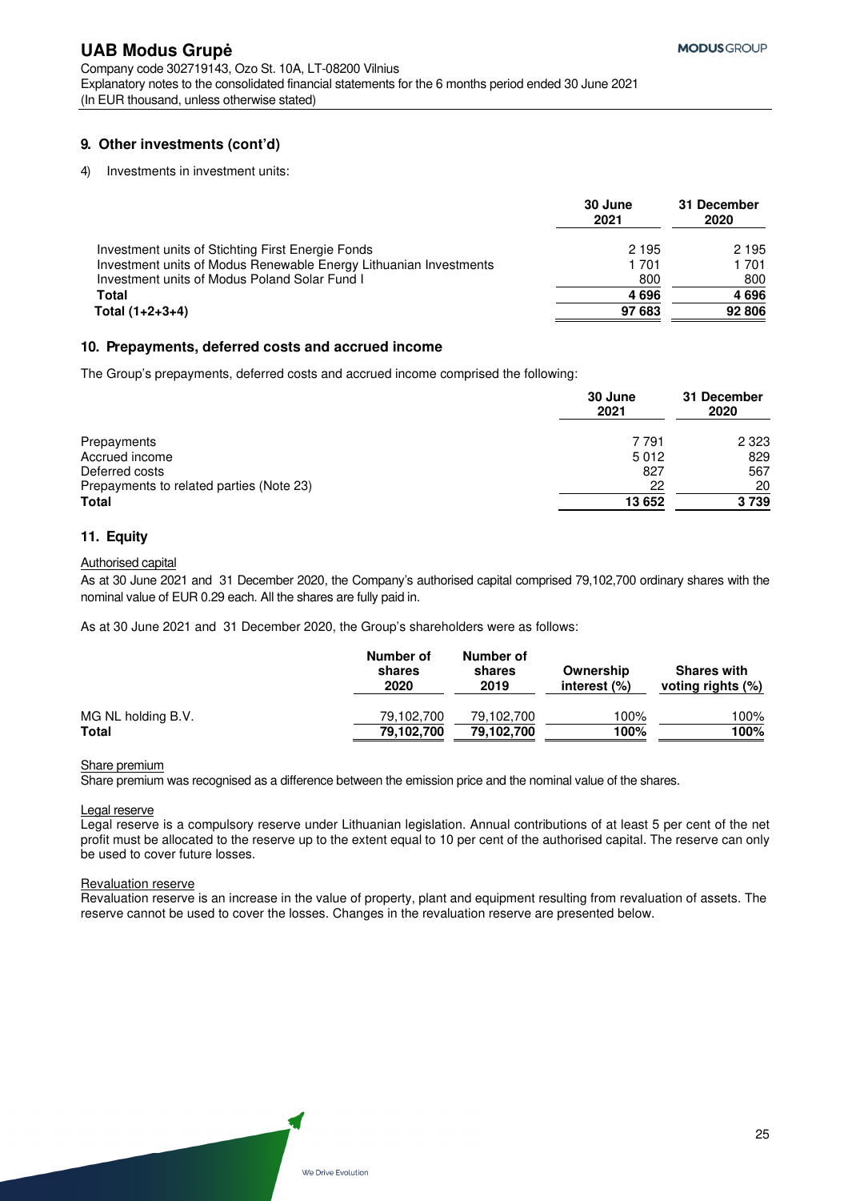## 9. Other investments (cont'd)

4) Investments in investment units:

| | 30 June 2021 | 31 December 2020 |
|---|---|---|
| Investment units of Stichting First Energie Fonds | 2 195 | 2 195 |
| Investment units of Modus Renewable Energy Lithuanian Investments | 1 701 | 1 701 |
| Investment units of Modus Poland Solar Fund I | 800 | 800 |
| **Total** | **4 696** | **4 696** |
| **Total (1+2+3+4)** | **97 683** | **92 806** |

## 10. Prepayments, deferred costs and accrued income

The Group's prepayments, deferred costs and accrued income comprised the following:

| | 30 June 2021 | 31 December 2020 |
|---|---|---|
| Prepayments | 7 791 | 2 323 |
| Accrued income | 5 012 | 829 |
| Deferred costs | 827 | 567 |
| Prepayments to related parties (Note 23) | 22 | 20 |
| **Total** | **13 652** | **3 739** |

## 11. Equity

Authorised capital

As at 30 June 2021 and 31 December 2020, the Company's authorised capital comprised 79,102,700 ordinary shares with the nominal value of EUR 0.29 each. All the shares are fully paid in.

As at 30 June 2021 and 31 December 2020, the Group's shareholders were as follows:

| | Number of shares 2020 | Number of shares 2019 | Ownership interest (%) | Shares with voting rights (%) |
|---|---|---|---|---|
| MG NL holding B.V. | 79,102,700 | 79,102,700 | 100% | 100% |
| **Total** | **79,102,700** | **79,102,700** | **100%** | **100%** |

Share premium

Share premium was recognised as a difference between the emission price and the nominal value of the shares.

Legal reserve

Legal reserve is a compulsory reserve under Lithuanian legislation. Annual contributions of at least 5 per cent of the net profit must be allocated to the reserve up to the extent equal to 10 per cent of the authorised capital. The reserve can only be used to cover future losses.

Revaluation reserve

Revaluation reserve is an increase in the value of property, plant and equipment resulting from revaluation of assets. The reserve cannot be used to cover the losses. Changes in the revaluation reserve are presented below.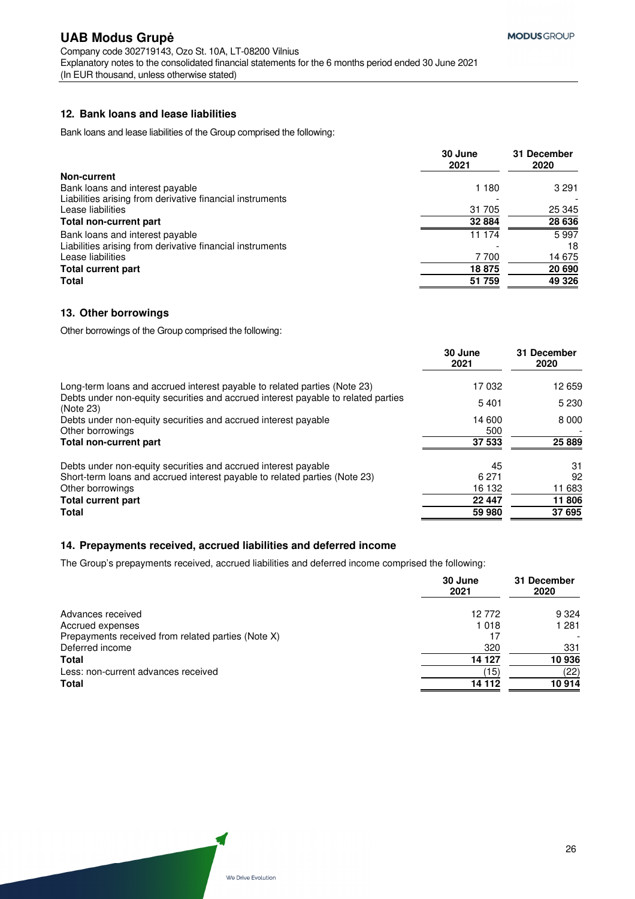## 12. Bank loans and lease liabilities

Bank loans and lease liabilities of the Group comprised the following:

| | 30 June 2021 | 31 December 2020 |
|---|---|---|
| **Non-current** | | |
| Bank loans and interest payable | 1 180 | 3 291 |
| Liabilities arising from derivative financial instruments | - | - |
| Lease liabilities | 31 705 | 25 345 |
| **Total non-current part** | **32 884** | **28 636** |
| Bank loans and interest payable | 11 174 | 5 997 |
| Liabilities arising from derivative financial instruments | - | 18 |
| Lease liabilities | 7 700 | 14 675 |
| **Total current part** | **18 875** | **20 690** |
| **Total** | **51 759** | **49 326** |

## 13. Other borrowings

Other borrowings of the Group comprised the following:

| | 30 June 2021 | 31 December 2020 |
|---|---|---|
| Long-term loans and accrued interest payable to related parties (Note 23) | 17 032 | 12 659 |
| Debts under non-equity securities and accrued interest payable to related parties (Note 23) | 5 401 | 5 230 |
| Debts under non-equity securities and accrued interest payable | 14 600 | 8 000 |
| Other borrowings | 500 | - |
| **Total non-current part** | **37 533** | **25 889** |
| Debts under non-equity securities and accrued interest payable | 45 | 31 |
| Short-term loans and accrued interest payable to related parties (Note 23) | 6 271 | 92 |
| Other borrowings | 16 132 | 11 683 |
| **Total current part** | **22 447** | **11 806** |
| **Total** | **59 980** | **37 695** |

## 14. Prepayments received, accrued liabilities and deferred income

The Group's prepayments received, accrued liabilities and deferred income comprised the following:

| | 30 June 2021 | 31 December 2020 |
|---|---|---|
| Advances received | 12 772 | 9 324 |
| Accrued expenses | 1 018 | 1 281 |
| Prepayments received from related parties (Note X) | 17 | - |
| Deferred income | 320 | 331 |
| **Total** | **14 127** | **10 936** |
| Less: non-current advances received | (15) | (22) |
| **Total** | **14 112** | **10 914** |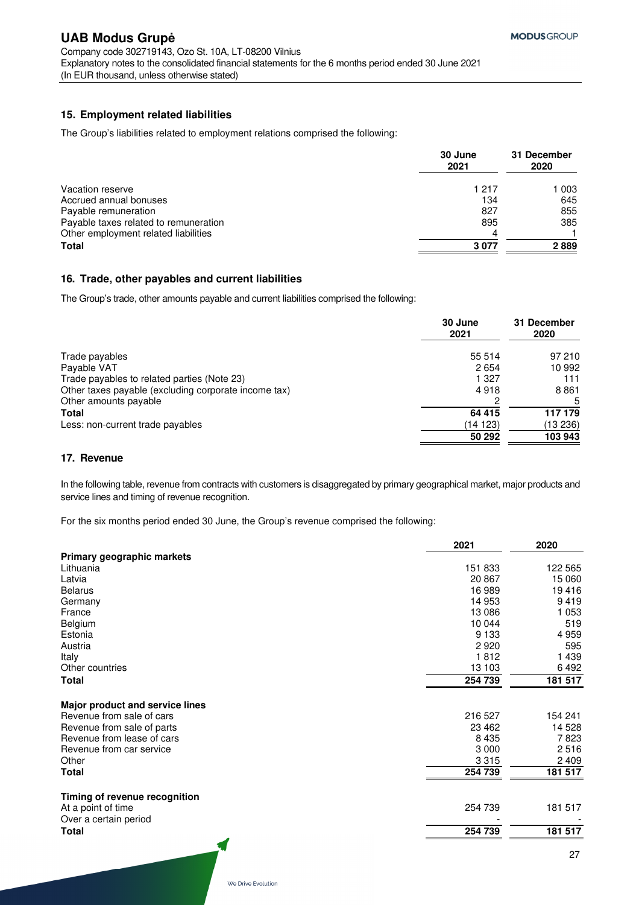## 15. Employment related liabilities

The Group's liabilities related to employment relations comprised the following:

| | 30 June 2021 | 31 December 2020 |
|---|---|---|
| Vacation reserve | 1 217 | 1 003 |
| Accrued annual bonuses | 134 | 645 |
| Payable remuneration | 827 | 855 |
| Payable taxes related to remuneration | 895 | 385 |
| Other employment related liabilities | 4 | 1 |
| **Total** | **3 077** | **2 889** |

## 16. Trade, other payables and current liabilities

The Group's trade, other amounts payable and current liabilities comprised the following:

| | 30 June 2021 | 31 December 2020 |
|---|---|---|
| Trade payables | 55 514 | 97 210 |
| Payable VAT | 2 654 | 10 992 |
| Trade payables to related parties (Note 23) | 1 327 | 111 |
| Other taxes payable (excluding corporate income tax) | 4 918 | 8 861 |
| Other amounts payable | 2 | 5 |
| **Total** | **64 415** | **117 179** |
| Less: non-current trade payables | (14 123) | (13 236) |
| | **50 292** | **103 943** |

## 17. Revenue

In the following table, revenue from contracts with customers is disaggregated by primary geographical market, major products and service lines and timing of revenue recognition.

For the six months period ended 30 June, the Group's revenue comprised the following:

| | 2021 | 2020 |
|---|---|---|
| **Primary geographic markets** | | |
| Lithuania | 151 833 | 122 565 |
| Latvia | 20 867 | 15 060 |
| Belarus | 16 989 | 19 416 |
| Germany | 14 953 | 9 419 |
| France | 13 086 | 1 053 |
| Belgium | 10 044 | 519 |
| Estonia | 9 133 | 4 959 |
| Austria | 2 920 | 595 |
| Italy | 1 812 | 1 439 |
| Other countries | 13 103 | 6 492 |
| **Total** | **254 739** | **181 517** |
| | | |
| **Major product and service lines** | | |
| Revenue from sale of cars | 216 527 | 154 241 |
| Revenue from sale of parts | 23 462 | 14 528 |
| Revenue from lease of cars | 8 435 | 7 823 |
| Revenue from car service | 3 000 | 2 516 |
| Other | 3 315 | 2 409 |
| **Total** | **254 739** | **181 517** |
| | | |
| **Timing of revenue recognition** | | |
| At a point of time | 254 739 | 181 517 |
| Over a certain period | - | - |
| **Total** | **254 739** | **181 517** |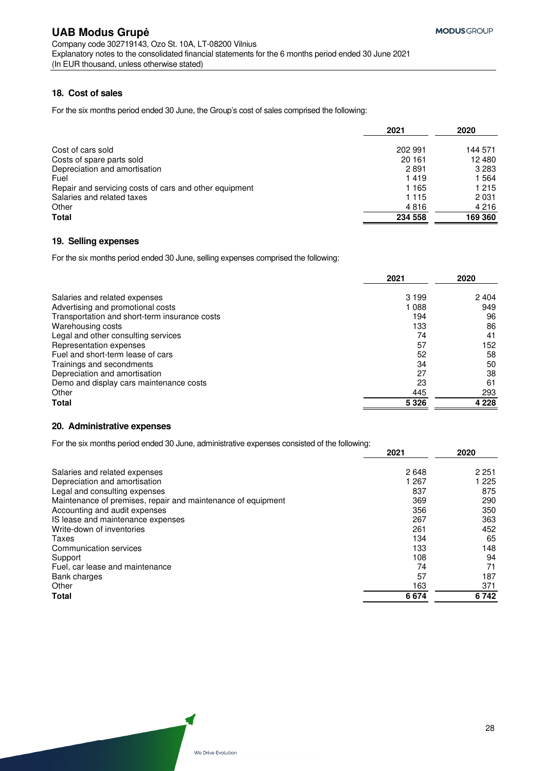## 18. Cost of sales

For the six months period ended 30 June, the Group's cost of sales comprised the following:

| | 2021 | 2020 |
|---|---|---|
| Cost of cars sold | 202 991 | 144 571 |
| Costs of spare parts sold | 20 161 | 12 480 |
| Depreciation and amortisation | 2 891 | 3 283 |
| Fuel | 1 419 | 1 564 |
| Repair and servicing costs of cars and other equipment | 1 165 | 1 215 |
| Salaries and related taxes | 1 115 | 2 031 |
| Other | 4 816 | 4 216 |
| **Total** | **234 558** | **169 360** |

## 19. Selling expenses

For the six months period ended 30 June, selling expenses comprised the following:

| | 2021 | 2020 |
|---|---|---|
| Salaries and related expenses | 3 199 | 2 404 |
| Advertising and promotional costs | 1 088 | 949 |
| Transportation and short-term insurance costs | 194 | 96 |
| Warehousing costs | 133 | 86 |
| Legal and other consulting services | 74 | 41 |
| Representation expenses | 57 | 152 |
| Fuel and short-term lease of cars | 52 | 58 |
| Trainings and secondments | 34 | 50 |
| Depreciation and amortisation | 27 | 38 |
| Demo and display cars maintenance costs | 23 | 61 |
| Other | 445 | 293 |
| **Total** | **5 326** | **4 228** |

## 20. Administrative expenses

For the six months period ended 30 June, administrative expenses consisted of the following:

| | 2021 | 2020 |
|---|---|---|
| Salaries and related expenses | 2 648 | 2 251 |
| Depreciation and amortisation | 1 267 | 1 225 |
| Legal and consulting expenses | 837 | 875 |
| Maintenance of premises, repair and maintenance of equipment | 369 | 290 |
| Accounting and audit expenses | 356 | 350 |
| IS lease and maintenance expenses | 267 | 363 |
| Write-down of inventories | 261 | 452 |
| Taxes | 134 | 65 |
| Communication services | 133 | 148 |
| Support | 108 | 94 |
| Fuel, car lease and maintenance | 74 | 71 |
| Bank charges | 57 | 187 |
| Other | 163 | 371 |
| **Total** | **6 674** | **6 742** |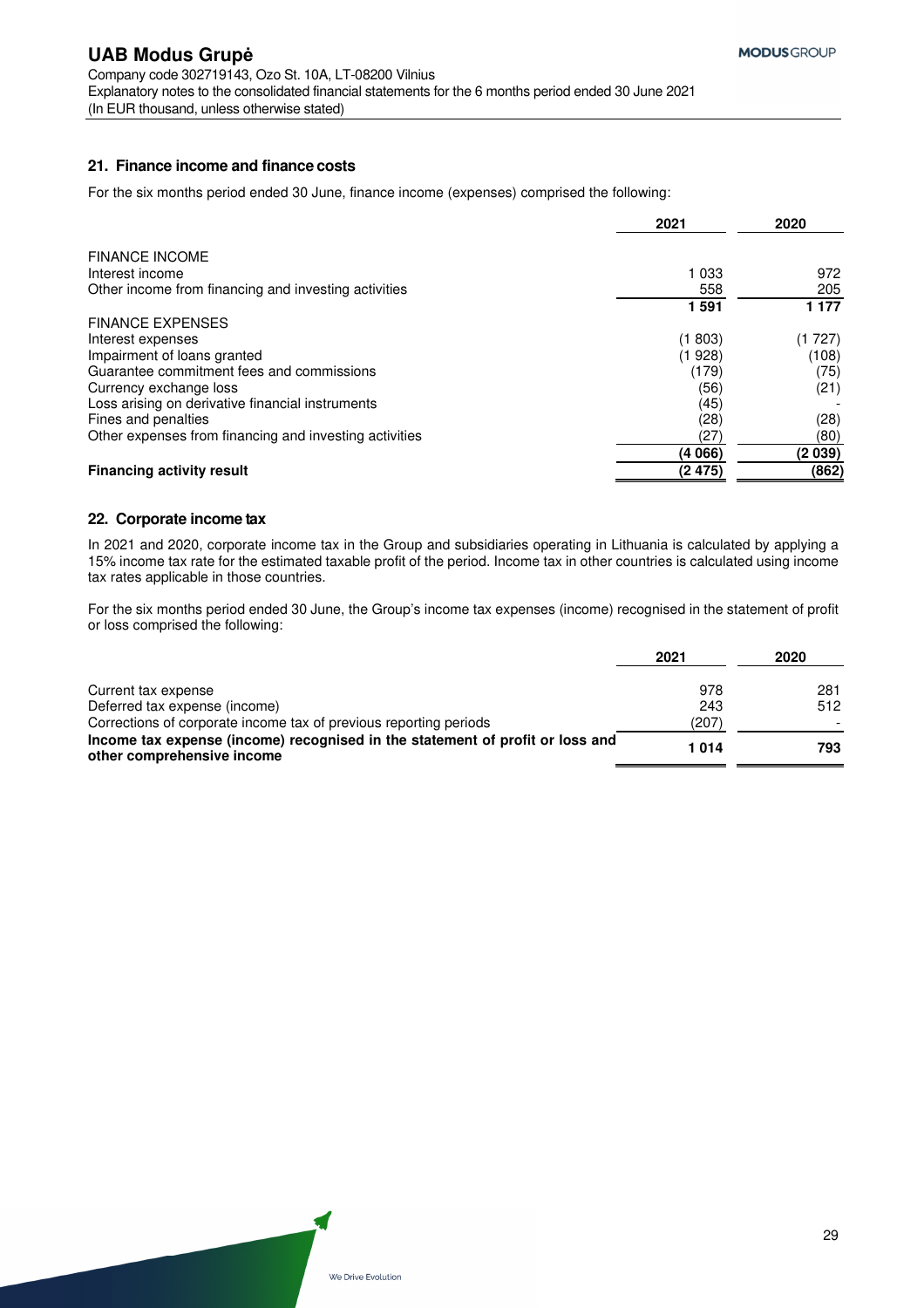## 21. Finance income and finance costs

For the six months period ended 30 June, finance income (expenses) comprised the following:

| | 2021 | 2020 |
|---|---|---|
| FINANCE INCOME | | |
| Interest income | 1 033 | 972 |
| Other income from financing and investing activities | 558 | 205 |
| | **1 591** | **1 177** |
| FINANCE EXPENSES | | |
| Interest expenses | (1 803) | (1 727) |
| Impairment of loans granted | (1 928) | (108) |
| Guarantee commitment fees and commissions | (179) | (75) |
| Currency exchange loss | (56) | (21) |
| Loss arising on derivative financial instruments | (45) | - |
| Fines and penalties | (28) | (28) |
| Other expenses from financing and investing activities | (27) | (80) |
| | **(4 066)** | **(2 039)** |
| **Financing activity result** | **(2 475)** | **(862)** |

## 22. Corporate income tax

In 2021 and 2020, corporate income tax in the Group and subsidiaries operating in Lithuania is calculated by applying a 15% income tax rate for the estimated taxable profit of the period. Income tax in other countries is calculated using income tax rates applicable in those countries.

For the six months period ended 30 June, the Group's income tax expenses (income) recognised in the statement of profit or loss comprised the following:

| | 2021 | 2020 |
|---|---|---|
| Current tax expense | 978 | 281 |
| Deferred tax expense (income) | 243 | 512 |
| Corrections of corporate income tax of previous reporting periods | (207) | - |
| **Income tax expense (income) recognised in the statement of profit or loss and other comprehensive income** | **1 014** | **793** |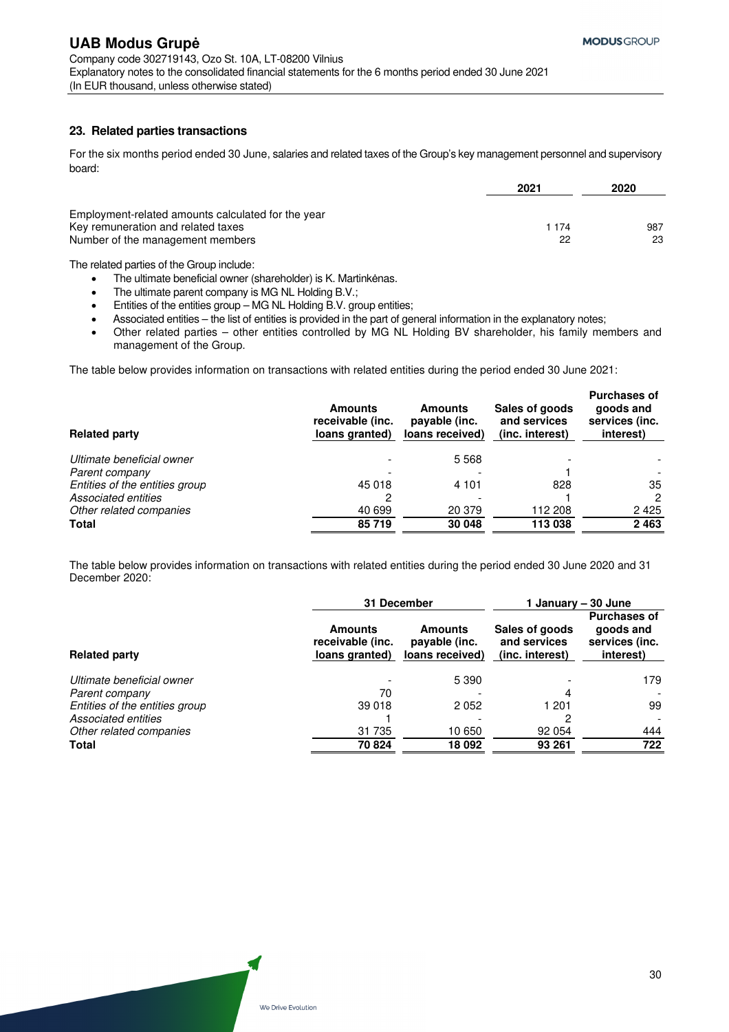## 23. Related parties transactions

For the six months period ended 30 June, salaries and related taxes of the Group's key management personnel and supervisory board:

| | 2021 | 2020 |
|---|---|---|
| Employment-related amounts calculated for the year | | |
| Key remuneration and related taxes | 1 174 | 987 |
| Number of the management members | 22 | 23 |

The related parties of the Group include:

- The ultimate beneficial owner (shareholder) is K. Martinkėnas.
- The ultimate parent company is MG NL Holding B.V.;
- Entities of the entities group – MG NL Holding B.V. group entities;
- Associated entities – the list of entities is provided in the part of general information in the explanatory notes;
- Other related parties – other entities controlled by MG NL Holding BV shareholder, his family members and management of the Group.

The table below provides information on transactions with related entities during the period ended 30 June 2021:

| Related party | Amounts receivable (inc. loans granted) | Amounts payable (inc. loans received) | Sales of goods and services (inc. interest) | Purchases of goods and services (inc. interest) |
|---|---|---|---|---|
| *Ultimate beneficial owner* | - | 5 568 | - | - |
| *Parent company* | - | - | 1 | - |
| *Entities of the entities group* | 45 018 | 4 101 | 828 | 35 |
| *Associated entities* | 2 | - | 1 | 2 |
| *Other related companies* | 40 699 | 20 379 | 112 208 | 2 425 |
| **Total** | **85 719** | **30 048** | **113 038** | **2 463** |

The table below provides information on transactions with related entities during the period ended 30 June 2020 and 31 December 2020:

| | 31 December | | 1 January – 30 June | |
|---|---|---|---|---|
| **Related party** | **Amounts receivable (inc. loans granted)** | **Amounts payable (inc. loans received)** | **Sales of goods and services (inc. interest)** | **Purchases of goods and services (inc. interest)** |
| *Ultimate beneficial owner* | - | 5 390 | - | 179 |
| *Parent company* | 70 | - | 4 | - |
| *Entities of the entities group* | 39 018 | 2 052 | 1 201 | 99 |
| *Associated entities* | 1 | - | 2 | - |
| *Other related companies* | 31 735 | 10 650 | 92 054 | 444 |
| **Total** | **70 824** | **18 092** | **93 261** | **722** |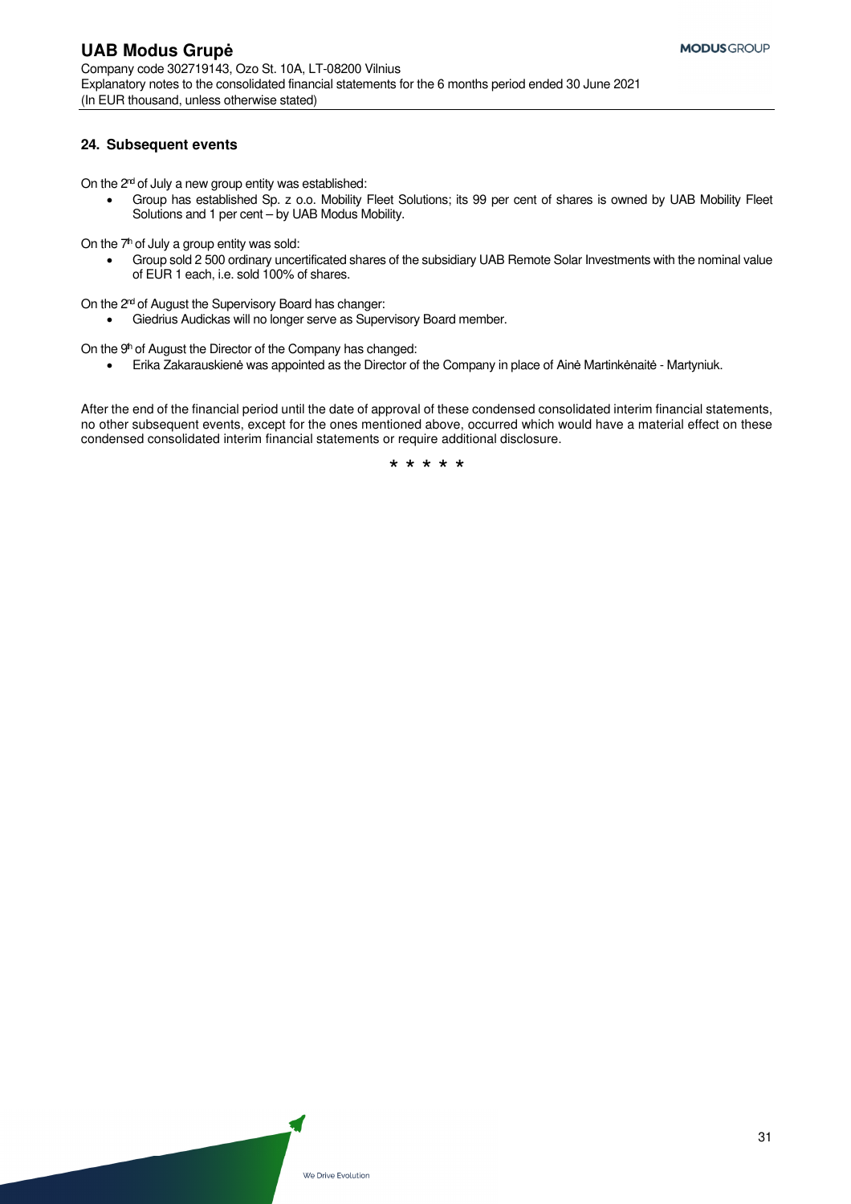## 24. Subsequent events

On the 2nd of July a new group entity was established:

- Group has established Sp. z o.o. Mobility Fleet Solutions; its 99 per cent of shares is owned by UAB Mobility Fleet Solutions and 1 per cent – by UAB Modus Mobility.

On the 7th of July a group entity was sold:

- Group sold 2 500 ordinary uncertificated shares of the subsidiary UAB Remote Solar Investments with the nominal value of EUR 1 each, i.e. sold 100% of shares.

On the 2nd of August the Supervisory Board has changer:

- Giedrius Audickas will no longer serve as Supervisory Board member.

On the 9th of August the Director of the Company has changed:

- Erika Zakarauskienė was appointed as the Director of the Company in place of Ainė Martinkėnaitė - Martyniuk.

After the end of the financial period until the date of approval of these condensed consolidated interim financial statements, no other subsequent events, except for the ones mentioned above, occurred which would have a material effect on these condensed consolidated interim financial statements or require additional disclosure.

\* \* \* \* \*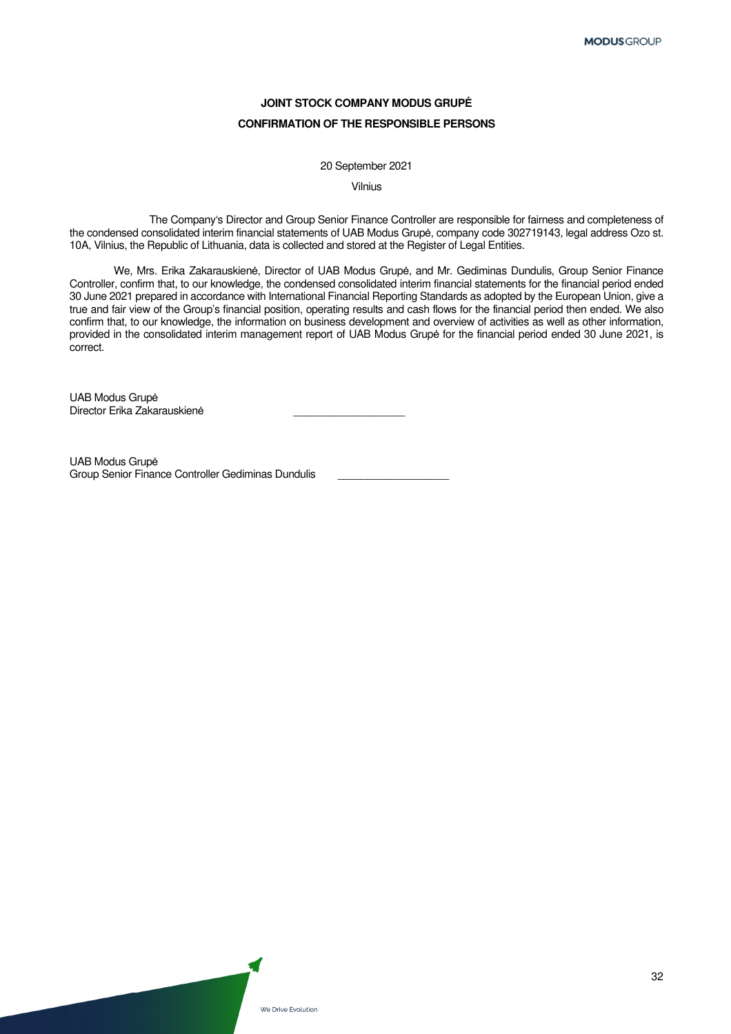**JOINT STOCK COMPANY MODUS GRUPĖ**

**CONFIRMATION OF THE RESPONSIBLE PERSONS**

20 September 2021

Vilnius

The Company's Director and Group Senior Finance Controller are responsible for fairness and completeness of the condensed consolidated interim financial statements of UAB Modus Grupė, company code 302719143, legal address Ozo st. 10A, Vilnius, the Republic of Lithuania, data is collected and stored at the Register of Legal Entities.

We, Mrs. Erika Zakarauskienė, Director of UAB Modus Grupė, and Mr. Gediminas Dundulis, Group Senior Finance Controller, confirm that, to our knowledge, the condensed consolidated interim financial statements for the financial period ended 30 June 2021 prepared in accordance with International Financial Reporting Standards as adopted by the European Union, give a true and fair view of the Group's financial position, operating results and cash flows for the financial period then ended. We also confirm that, to our knowledge, the information on business development and overview of activities as well as other information, provided in the consolidated interim management report of UAB Modus Grupė for the financial period ended 30 June 2021, is correct.

UAB Modus Grupė  
Director Erika Zakarauskienė ____________________

UAB Modus Grupė  
Group Senior Finance Controller Gediminas Dundulis ____________________